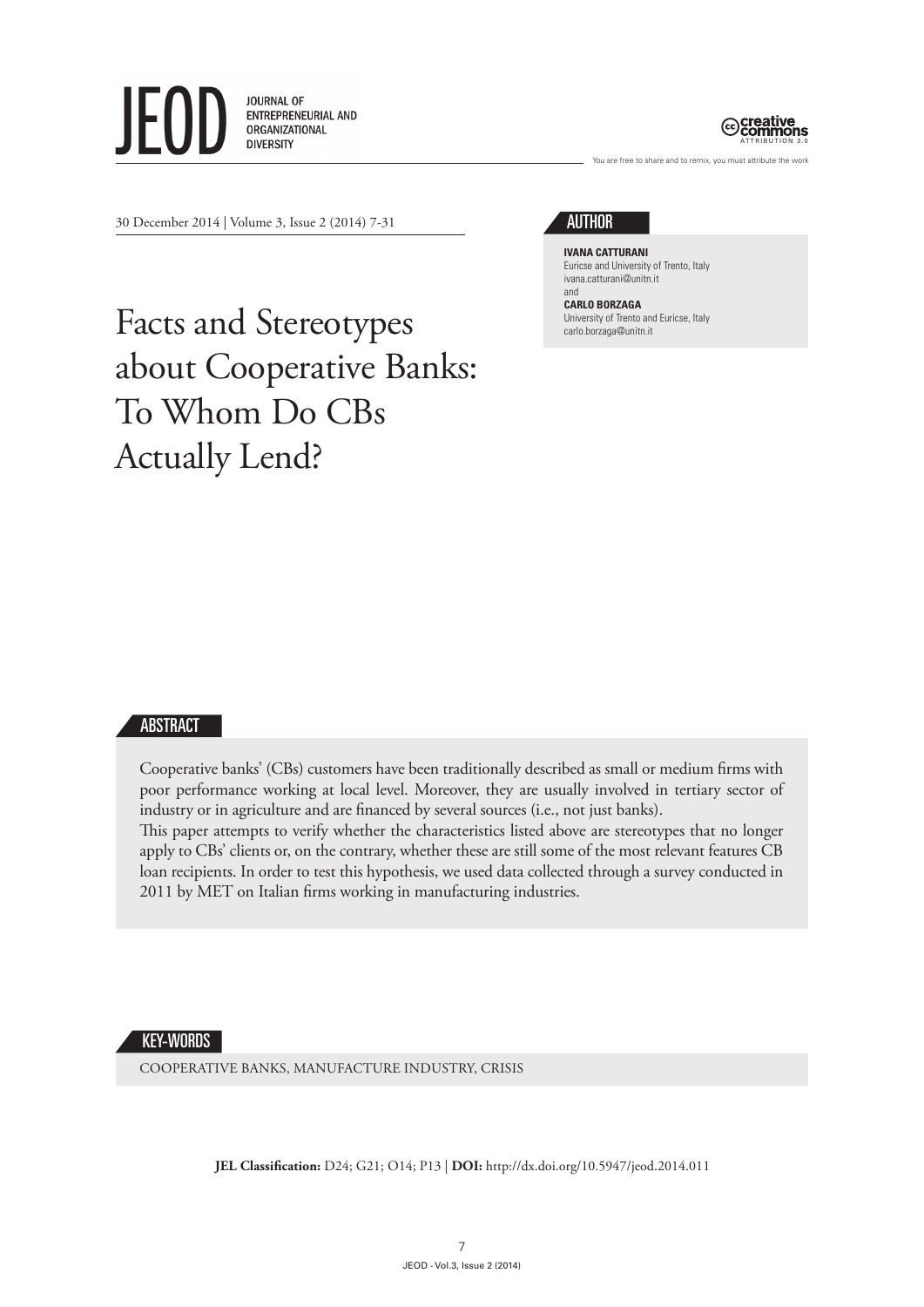# Facts and Stereotypes about Cooperative Banks: To Whom Do CBs Actually Lend?

## AUTHOR

**IVANA CATTURANI**
Euricse and University of Trento, Italy
ivana.catturani@unitn.it
and
**CARLO BORZAGA**
University of Trento and Euricse, Italy
carlo.borzaga@unitn.it

## ABSTRACT

Cooperative banks' (CBs) customers have been traditionally described as small or medium firms with poor performance working at local level. Moreover, they are usually involved in tertiary sector of industry or in agriculture and are financed by several sources (i.e., not just banks).

This paper attempts to verify whether the characteristics listed above are stereotypes that no longer apply to CBs' clients or, on the contrary, whether these are still some of the most relevant features CB loan recipients. In order to test this hypothesis, we used data collected through a survey conducted in 2011 by MET on Italian firms working in manufacturing industries.

## KEY-WORDS

COOPERATIVE BANKS, MANUFACTURE INDUSTRY, CRISIS

**JEL Classification:** D24; G21; O14; P13 | **DOI:** http://dx.doi.org/10.5947/jeod.2014.011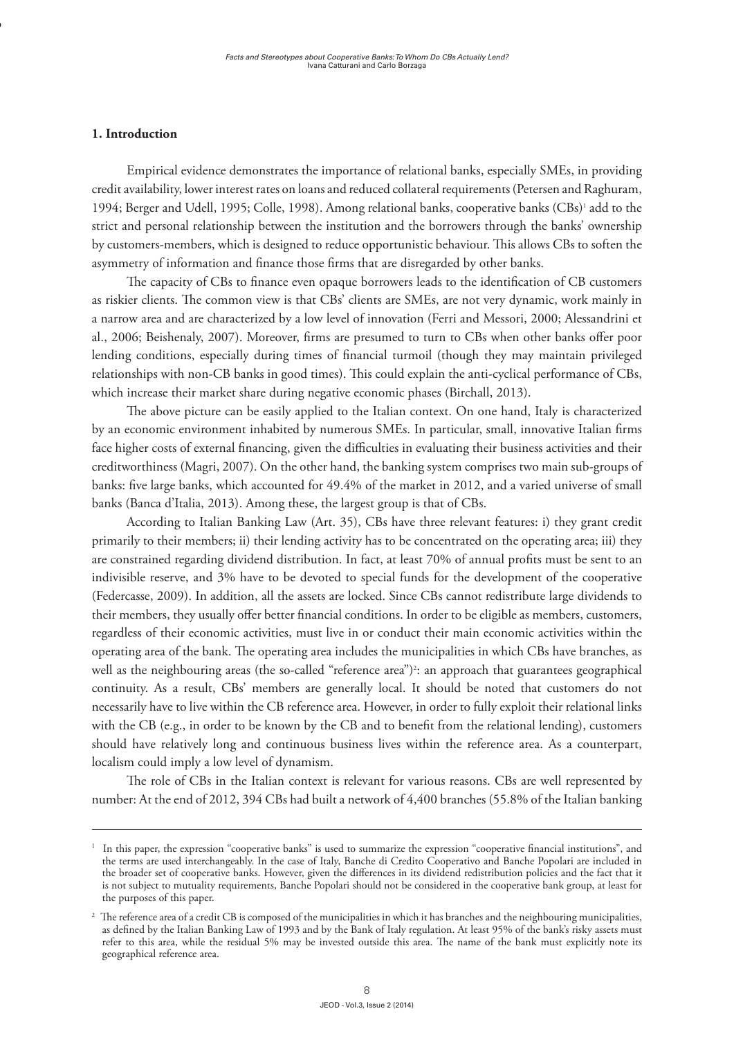## 1. Introduction

Empirical evidence demonstrates the importance of relational banks, especially SMEs, in providing credit availability, lower interest rates on loans and reduced collateral requirements (Petersen and Raghuram, 1994; Berger and Udell, 1995; Colle, 1998). Among relational banks, cooperative banks (CBs)[1] add to the strict and personal relationship between the institution and the borrowers through the banks' ownership by customers-members, which is designed to reduce opportunistic behaviour. This allows CBs to soften the asymmetry of information and finance those firms that are disregarded by other banks.

The capacity of CBs to finance even opaque borrowers leads to the identification of CB customers as riskier clients. The common view is that CBs' clients are SMEs, are not very dynamic, work mainly in a narrow area and are characterized by a low level of innovation (Ferri and Messori, 2000; Alessandrini et al., 2006; Beishenaly, 2007). Moreover, firms are presumed to turn to CBs when other banks offer poor lending conditions, especially during times of financial turmoil (though they may maintain privileged relationships with non-CB banks in good times). This could explain the anti-cyclical performance of CBs, which increase their market share during negative economic phases (Birchall, 2013).

The above picture can be easily applied to the Italian context. On one hand, Italy is characterized by an economic environment inhabited by numerous SMEs. In particular, small, innovative Italian firms face higher costs of external financing, given the difficulties in evaluating their business activities and their creditworthiness (Magri, 2007). On the other hand, the banking system comprises two main sub-groups of banks: five large banks, which accounted for 49.4% of the market in 2012, and a varied universe of small banks (Banca d'Italia, 2013). Among these, the largest group is that of CBs.

According to Italian Banking Law (Art. 35), CBs have three relevant features: i) they grant credit primarily to their members; ii) their lending activity has to be concentrated on the operating area; iii) they are constrained regarding dividend distribution. In fact, at least 70% of annual profits must be sent to an indivisible reserve, and 3% have to be devoted to special funds for the development of the cooperative (Federcasse, 2009). In addition, all the assets are locked. Since CBs cannot redistribute large dividends to their members, they usually offer better financial conditions. In order to be eligible as members, customers, regardless of their economic activities, must live in or conduct their main economic activities within the operating area of the bank. The operating area includes the municipalities in which CBs have branches, as well as the neighbouring areas (the so-called "reference area")[2]: an approach that guarantees geographical continuity. As a result, CBs' members are generally local. It should be noted that customers do not necessarily have to live within the CB reference area. However, in order to fully exploit their relational links with the CB (e.g., in order to be known by the CB and to benefit from the relational lending), customers should have relatively long and continuous business lives within the reference area. As a counterpart, localism could imply a low level of dynamism.

The role of CBs in the Italian context is relevant for various reasons. CBs are well represented by number: At the end of 2012, 394 CBs had built a network of 4,400 branches (55.8% of the Italian banking

---

[1] In this paper, the expression "cooperative banks" is used to summarize the expression "cooperative financial institutions", and the terms are used interchangeably. In the case of Italy, Banche di Credito Cooperativo and Banche Popolari are included in the broader set of cooperative banks. However, given the differences in its dividend redistribution policies and the fact that it is not subject to mutuality requirements, Banche Popolari should not be considered in the cooperative bank group, at least for the purposes of this paper.

[2] The reference area of a credit CB is composed of the municipalities in which it has branches and the neighbouring municipalities, as defined by the Italian Banking Law of 1993 and by the Bank of Italy regulation. At least 95% of the bank's risky assets must refer to this area, while the residual 5% may be invested outside this area. The name of the bank must explicitly note its geographical reference area.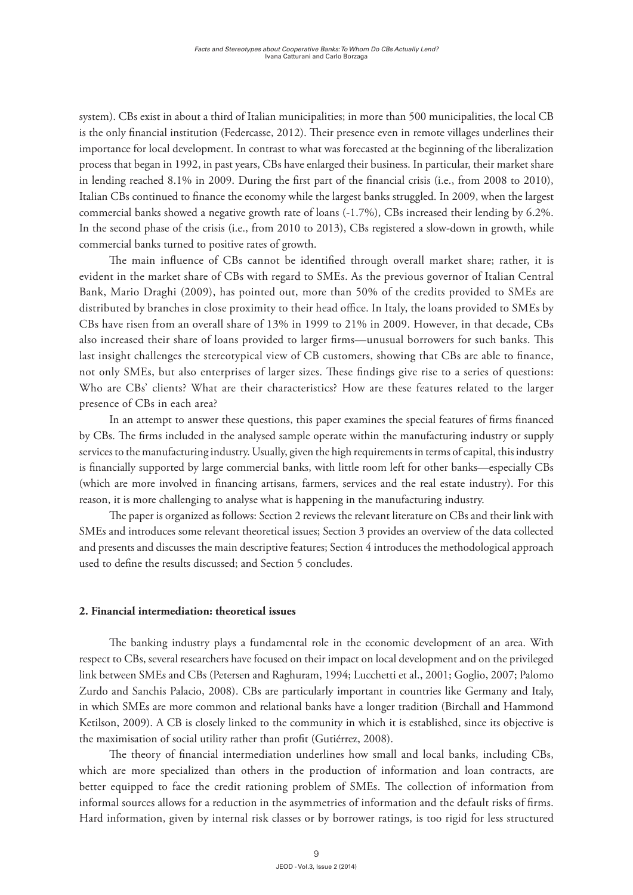system). CBs exist in about a third of Italian municipalities; in more than 500 municipalities, the local CB is the only financial institution (Federcasse, 2012). Their presence even in remote villages underlines their importance for local development. In contrast to what was forecasted at the beginning of the liberalization process that began in 1992, in past years, CBs have enlarged their business. In particular, their market share in lending reached 8.1% in 2009. During the first part of the financial crisis (i.e., from 2008 to 2010), Italian CBs continued to finance the economy while the largest banks struggled. In 2009, when the largest commercial banks showed a negative growth rate of loans (-1.7%), CBs increased their lending by 6.2%. In the second phase of the crisis (i.e., from 2010 to 2013), CBs registered a slow-down in growth, while commercial banks turned to positive rates of growth.

The main influence of CBs cannot be identified through overall market share; rather, it is evident in the market share of CBs with regard to SMEs. As the previous governor of Italian Central Bank, Mario Draghi (2009), has pointed out, more than 50% of the credits provided to SMEs are distributed by branches in close proximity to their head office. In Italy, the loans provided to SMEs by CBs have risen from an overall share of 13% in 1999 to 21% in 2009. However, in that decade, CBs also increased their share of loans provided to larger firms—unusual borrowers for such banks. This last insight challenges the stereotypical view of CB customers, showing that CBs are able to finance, not only SMEs, but also enterprises of larger sizes. These findings give rise to a series of questions: Who are CBs' clients? What are their characteristics? How are these features related to the larger presence of CBs in each area?

In an attempt to answer these questions, this paper examines the special features of firms financed by CBs. The firms included in the analysed sample operate within the manufacturing industry or supply services to the manufacturing industry. Usually, given the high requirements in terms of capital, this industry is financially supported by large commercial banks, with little room left for other banks—especially CBs (which are more involved in financing artisans, farmers, services and the real estate industry). For this reason, it is more challenging to analyse what is happening in the manufacturing industry.

The paper is organized as follows: Section 2 reviews the relevant literature on CBs and their link with SMEs and introduces some relevant theoretical issues; Section 3 provides an overview of the data collected and presents and discusses the main descriptive features; Section 4 introduces the methodological approach used to define the results discussed; and Section 5 concludes.

## 2. Financial intermediation: theoretical issues

The banking industry plays a fundamental role in the economic development of an area. With respect to CBs, several researchers have focused on their impact on local development and on the privileged link between SMEs and CBs (Petersen and Raghuram, 1994; Lucchetti et al., 2001; Goglio, 2007; Palomo Zurdo and Sanchis Palacio, 2008). CBs are particularly important in countries like Germany and Italy, in which SMEs are more common and relational banks have a longer tradition (Birchall and Hammond Ketilson, 2009). A CB is closely linked to the community in which it is established, since its objective is the maximisation of social utility rather than profit (Gutiérrez, 2008).

The theory of financial intermediation underlines how small and local banks, including CBs, which are more specialized than others in the production of information and loan contracts, are better equipped to face the credit rationing problem of SMEs. The collection of information from informal sources allows for a reduction in the asymmetries of information and the default risks of firms. Hard information, given by internal risk classes or by borrower ratings, is too rigid for less structured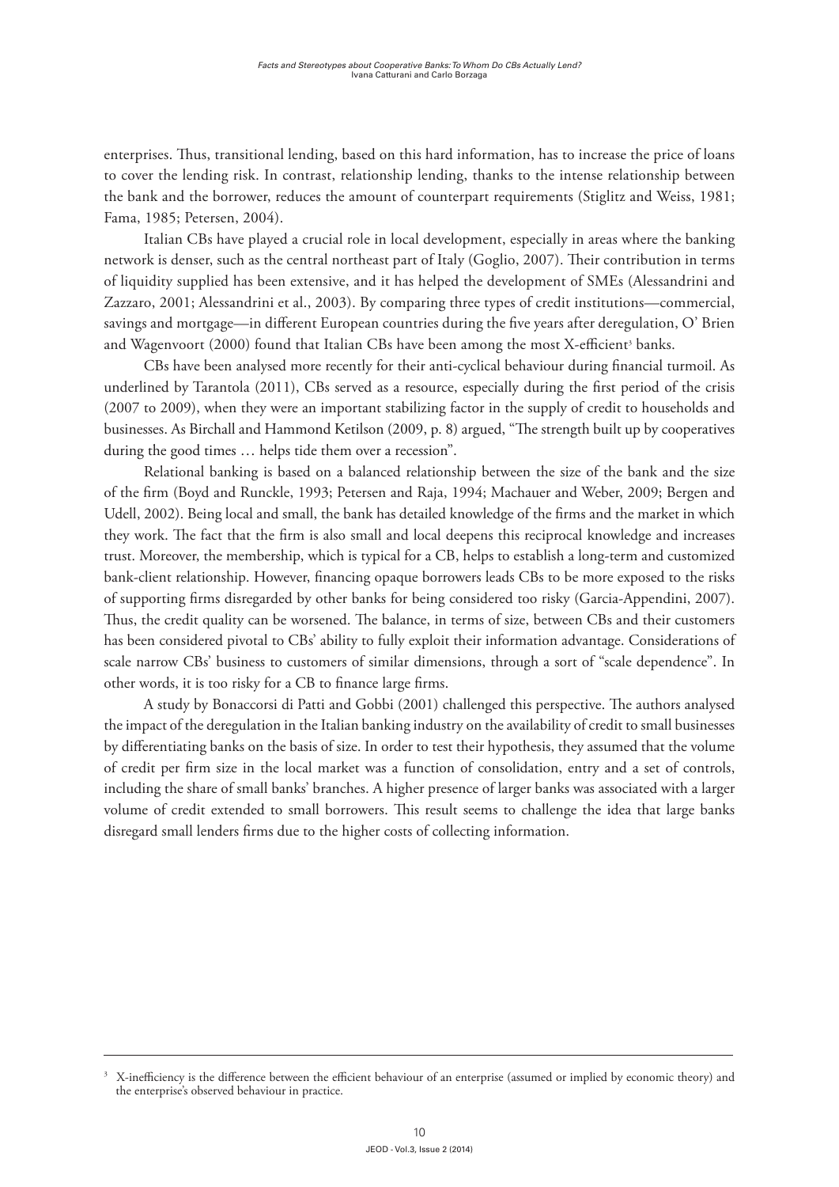enterprises. Thus, transitional lending, based on this hard information, has to increase the price of loans to cover the lending risk. In contrast, relationship lending, thanks to the intense relationship between the bank and the borrower, reduces the amount of counterpart requirements (Stiglitz and Weiss, 1981; Fama, 1985; Petersen, 2004).

Italian CBs have played a crucial role in local development, especially in areas where the banking network is denser, such as the central northeast part of Italy (Goglio, 2007). Their contribution in terms of liquidity supplied has been extensive, and it has helped the development of SMEs (Alessandrini and Zazzaro, 2001; Alessandrini et al., 2003). By comparing three types of credit institutions—commercial, savings and mortgage—in different European countries during the five years after deregulation, O' Brien and Wagenvoort (2000) found that Italian CBs have been among the most X-efficient[3] banks.

CBs have been analysed more recently for their anti-cyclical behaviour during financial turmoil. As underlined by Tarantola (2011), CBs served as a resource, especially during the first period of the crisis (2007 to 2009), when they were an important stabilizing factor in the supply of credit to households and businesses. As Birchall and Hammond Ketilson (2009, p. 8) argued, "The strength built up by cooperatives during the good times … helps tide them over a recession".

Relational banking is based on a balanced relationship between the size of the bank and the size of the firm (Boyd and Runckle, 1993; Petersen and Raja, 1994; Machauer and Weber, 2009; Bergen and Udell, 2002). Being local and small, the bank has detailed knowledge of the firms and the market in which they work. The fact that the firm is also small and local deepens this reciprocal knowledge and increases trust. Moreover, the membership, which is typical for a CB, helps to establish a long-term and customized bank-client relationship. However, financing opaque borrowers leads CBs to be more exposed to the risks of supporting firms disregarded by other banks for being considered too risky (Garcia-Appendini, 2007). Thus, the credit quality can be worsened. The balance, in terms of size, between CBs and their customers has been considered pivotal to CBs' ability to fully exploit their information advantage. Considerations of scale narrow CBs' business to customers of similar dimensions, through a sort of "scale dependence". In other words, it is too risky for a CB to finance large firms.

A study by Bonaccorsi di Patti and Gobbi (2001) challenged this perspective. The authors analysed the impact of the deregulation in the Italian banking industry on the availability of credit to small businesses by differentiating banks on the basis of size. In order to test their hypothesis, they assumed that the volume of credit per firm size in the local market was a function of consolidation, entry and a set of controls, including the share of small banks' branches. A higher presence of larger banks was associated with a larger volume of credit extended to small borrowers. This result seems to challenge the idea that large banks disregard small lenders firms due to the higher costs of collecting information.

---

[3] X-inefficiency is the difference between the efficient behaviour of an enterprise (assumed or implied by economic theory) and the enterprise's observed behaviour in practice.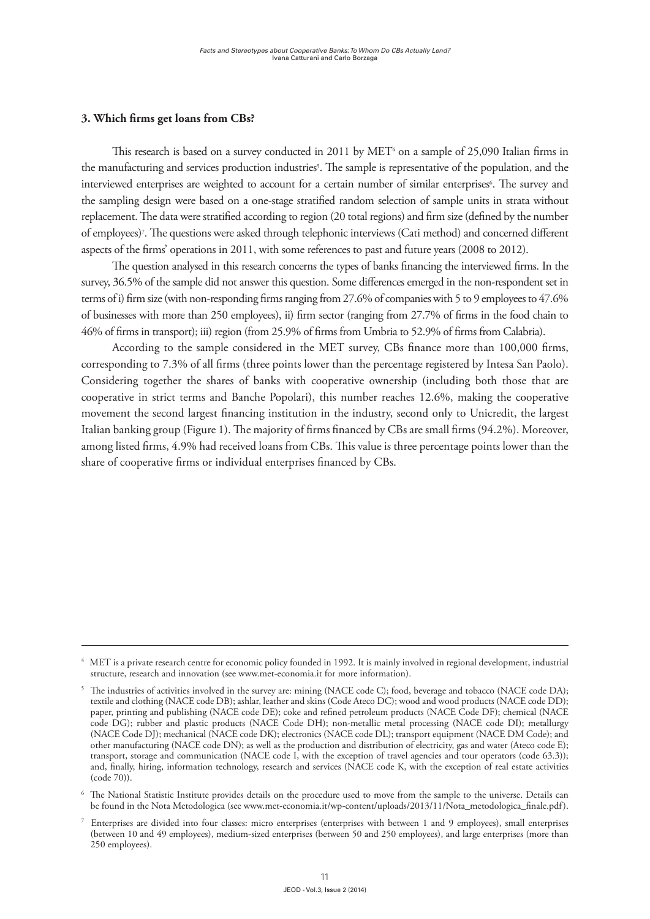### 3. Which firms get loans from CBs?

This research is based on a survey conducted in 2011 by MET[4] on a sample of 25,090 Italian firms in the manufacturing and services production industries[5]. The sample is representative of the population, and the interviewed enterprises are weighted to account for a certain number of similar enterprises[6]. The survey and the sampling design were based on a one-stage stratified random selection of sample units in strata without replacement. The data were stratified according to region (20 total regions) and firm size (defined by the number of employees)[7]. The questions were asked through telephonic interviews (Cati method) and concerned different aspects of the firms' operations in 2011, with some references to past and future years (2008 to 2012).

The question analysed in this research concerns the types of banks financing the interviewed firms. In the survey, 36.5% of the sample did not answer this question. Some differences emerged in the non-respondent set in terms of i) firm size (with non-responding firms ranging from 27.6% of companies with 5 to 9 employees to 47.6% of businesses with more than 250 employees), ii) firm sector (ranging from 27.7% of firms in the food chain to 46% of firms in transport); iii) region (from 25.9% of firms from Umbria to 52.9% of firms from Calabria).

According to the sample considered in the MET survey, CBs finance more than 100,000 firms, corresponding to 7.3% of all firms (three points lower than the percentage registered by Intesa San Paolo). Considering together the shares of banks with cooperative ownership (including both those that are cooperative in strict terms and Banche Popolari), this number reaches 12.6%, making the cooperative movement the second largest financing institution in the industry, second only to Unicredit, the largest Italian banking group (Figure 1). The majority of firms financed by CBs are small firms (94.2%). Moreover, among listed firms, 4.9% had received loans from CBs. This value is three percentage points lower than the share of cooperative firms or individual enterprises financed by CBs.

---

[4] MET is a private research centre for economic policy founded in 1992. It is mainly involved in regional development, industrial structure, research and innovation (see www.met-economia.it for more information).

[5] The industries of activities involved in the survey are: mining (NACE code C); food, beverage and tobacco (NACE code DA); textile and clothing (NACE code DB); ashlar, leather and skins (Code Ateco DC); wood and wood products (NACE code DD); paper, printing and publishing (NACE code DE); coke and refined petroleum products (NACE Code DF); chemical (NACE code DG); rubber and plastic products (NACE Code DH); non-metallic metal processing (NACE code DI); metallurgy (NACE Code DJ); mechanical (NACE code DK); electronics (NACE code DL); transport equipment (NACE DM Code); and other manufacturing (NACE code DN); as well as the production and distribution of electricity, gas and water (Ateco code E); transport, storage and communication (NACE code I, with the exception of travel agencies and tour operators (code 63.3)); and, finally, hiring, information technology, research and services (NACE code K, with the exception of real estate activities (code 70)).

[6] The National Statistic Institute provides details on the procedure used to move from the sample to the universe. Details can be found in the Nota Metodologica (see www.met-economia.it/wp-content/uploads/2013/11/Nota_metodologica_finale.pdf).

[7] Enterprises are divided into four classes: micro enterprises (enterprises with between 1 and 9 employees), small enterprises (between 10 and 49 employees), medium-sized enterprises (between 50 and 250 employees), and large enterprises (more than 250 employees).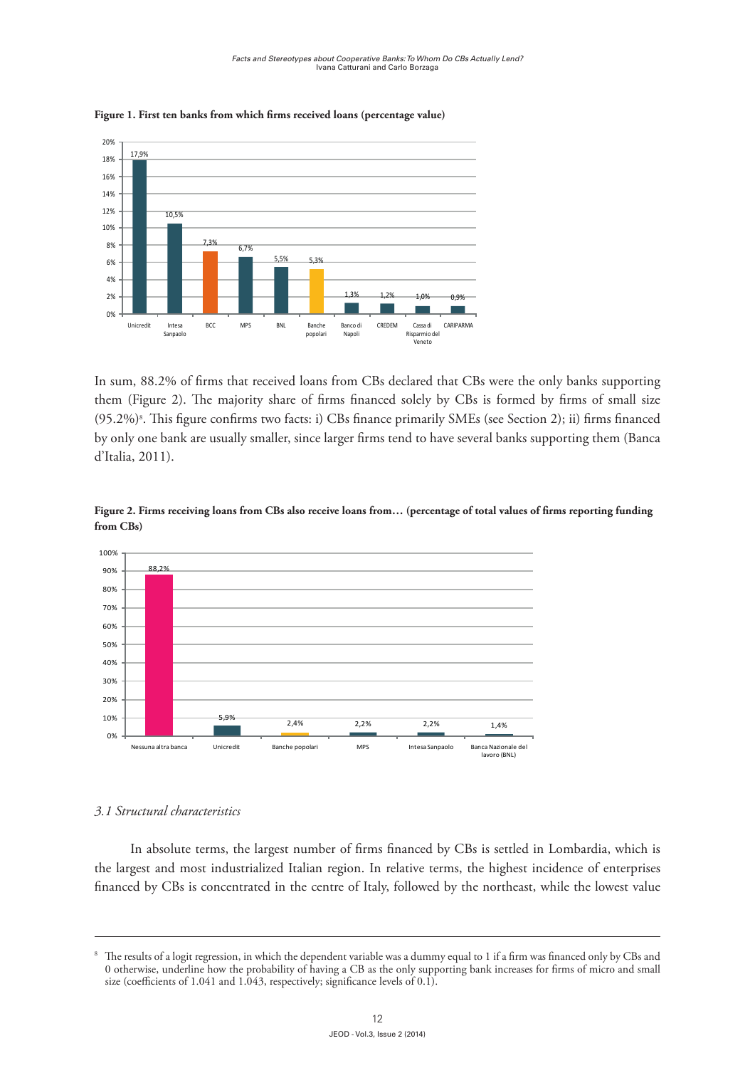**Figure 1. First ten banks from which firms received loans (percentage value)**

In sum, 88.2% of firms that received loans from CBs declared that CBs were the only banks supporting them (Figure 2). The majority share of firms financed solely by CBs is formed by firms of small size (95.2%)[8]. This figure confirms two facts: i) CBs finance primarily SMEs (see Section 2); ii) firms financed by only one bank are usually smaller, since larger firms tend to have several banks supporting them (Banca d'Italia, 2011).

**Figure 2. Firms receiving loans from CBs also receive loans from… (percentage of total values of firms reporting funding from CBs)**

*3.1 Structural characteristics*

In absolute terms, the largest number of firms financed by CBs is settled in Lombardia, which is the largest and most industrialized Italian region. In relative terms, the highest incidence of enterprises financed by CBs is concentrated in the centre of Italy, followed by the northeast, while the lowest value

---

[8] The results of a logit regression, in which the dependent variable was a dummy equal to 1 if a firm was financed only by CBs and 0 otherwise, underline how the probability of having a CB as the only supporting bank increases for firms of micro and small size (coefficients of 1.041 and 1.043, respectively; significance levels of 0.1).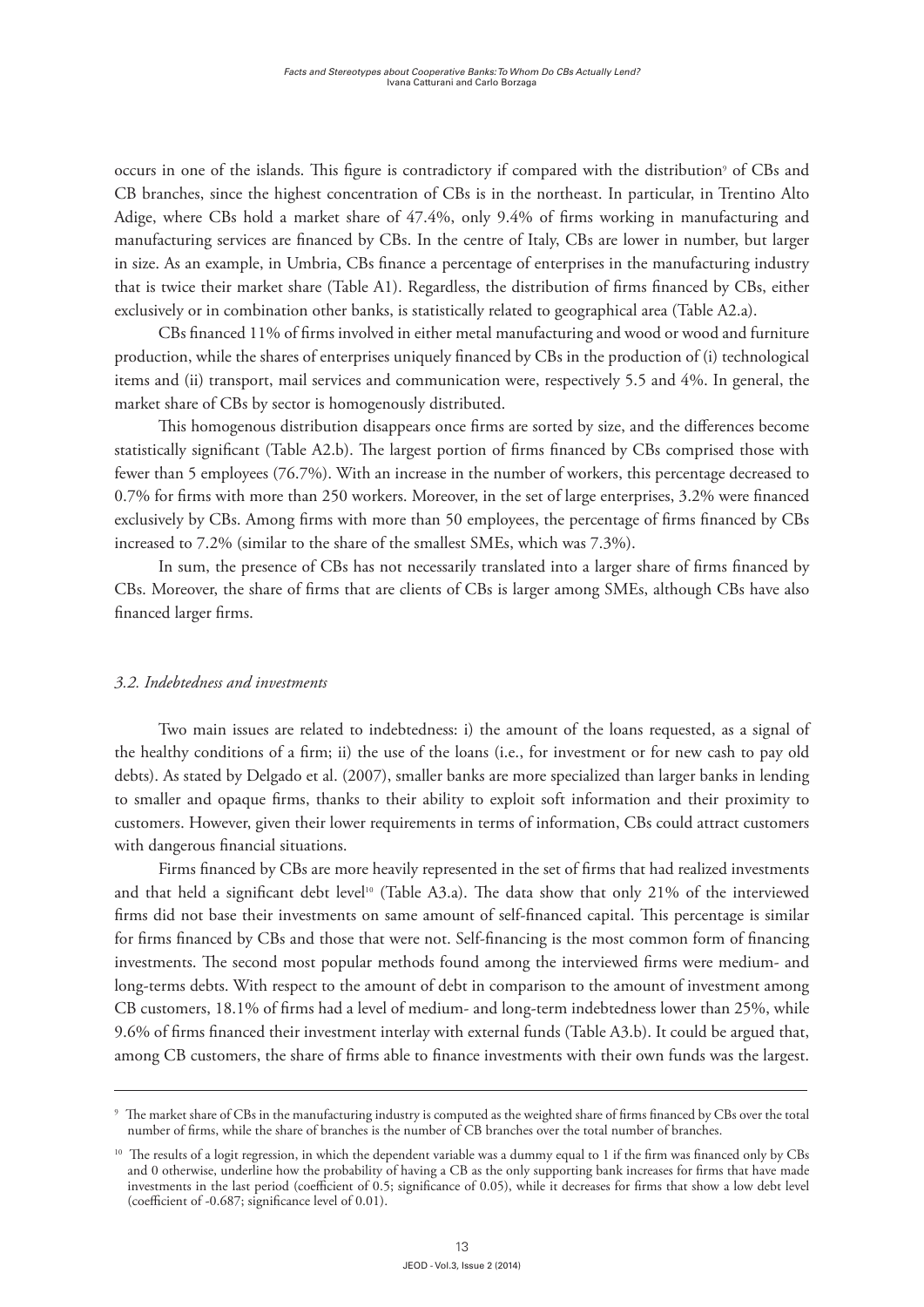occurs in one of the islands. This figure is contradictory if compared with the distribution[9] of CBs and CB branches, since the highest concentration of CBs is in the northeast. In particular, in Trentino Alto Adige, where CBs hold a market share of 47.4%, only 9.4% of firms working in manufacturing and manufacturing services are financed by CBs. In the centre of Italy, CBs are lower in number, but larger in size. As an example, in Umbria, CBs finance a percentage of enterprises in the manufacturing industry that is twice their market share (Table A1). Regardless, the distribution of firms financed by CBs, either exclusively or in combination other banks, is statistically related to geographical area (Table A2.a).

CBs financed 11% of firms involved in either metal manufacturing and wood or wood and furniture production, while the shares of enterprises uniquely financed by CBs in the production of (i) technological items and (ii) transport, mail services and communication were, respectively 5.5 and 4%. In general, the market share of CBs by sector is homogenously distributed.

This homogenous distribution disappears once firms are sorted by size, and the differences become statistically significant (Table A2.b). The largest portion of firms financed by CBs comprised those with fewer than 5 employees (76.7%). With an increase in the number of workers, this percentage decreased to 0.7% for firms with more than 250 workers. Moreover, in the set of large enterprises, 3.2% were financed exclusively by CBs. Among firms with more than 50 employees, the percentage of firms financed by CBs increased to 7.2% (similar to the share of the smallest SMEs, which was 7.3%).

In sum, the presence of CBs has not necessarily translated into a larger share of firms financed by CBs. Moreover, the share of firms that are clients of CBs is larger among SMEs, although CBs have also financed larger firms.

### *3.2. Indebtedness and investments*

Two main issues are related to indebtedness: i) the amount of the loans requested, as a signal of the healthy conditions of a firm; ii) the use of the loans (i.e., for investment or for new cash to pay old debts). As stated by Delgado et al. (2007), smaller banks are more specialized than larger banks in lending to smaller and opaque firms, thanks to their ability to exploit soft information and their proximity to customers. However, given their lower requirements in terms of information, CBs could attract customers with dangerous financial situations.

Firms financed by CBs are more heavily represented in the set of firms that had realized investments and that held a significant debt level[10] (Table A3.a). The data show that only 21% of the interviewed firms did not base their investments on same amount of self-financed capital. This percentage is similar for firms financed by CBs and those that were not. Self-financing is the most common form of financing investments. The second most popular methods found among the interviewed firms were medium- and long-terms debts. With respect to the amount of debt in comparison to the amount of investment among CB customers, 18.1% of firms had a level of medium- and long-term indebtedness lower than 25%, while 9.6% of firms financed their investment interlay with external funds (Table A3.b). It could be argued that, among CB customers, the share of firms able to finance investments with their own funds was the largest.

---

[9] The market share of CBs in the manufacturing industry is computed as the weighted share of firms financed by CBs over the total number of firms, while the share of branches is the number of CB branches over the total number of branches.

[10] The results of a logit regression, in which the dependent variable was a dummy equal to 1 if the firm was financed only by CBs and 0 otherwise, underline how the probability of having a CB as the only supporting bank increases for firms that have made investments in the last period (coefficient of 0.5; significance of 0.05), while it decreases for firms that show a low debt level (coefficient of -0.687; significance level of 0.01).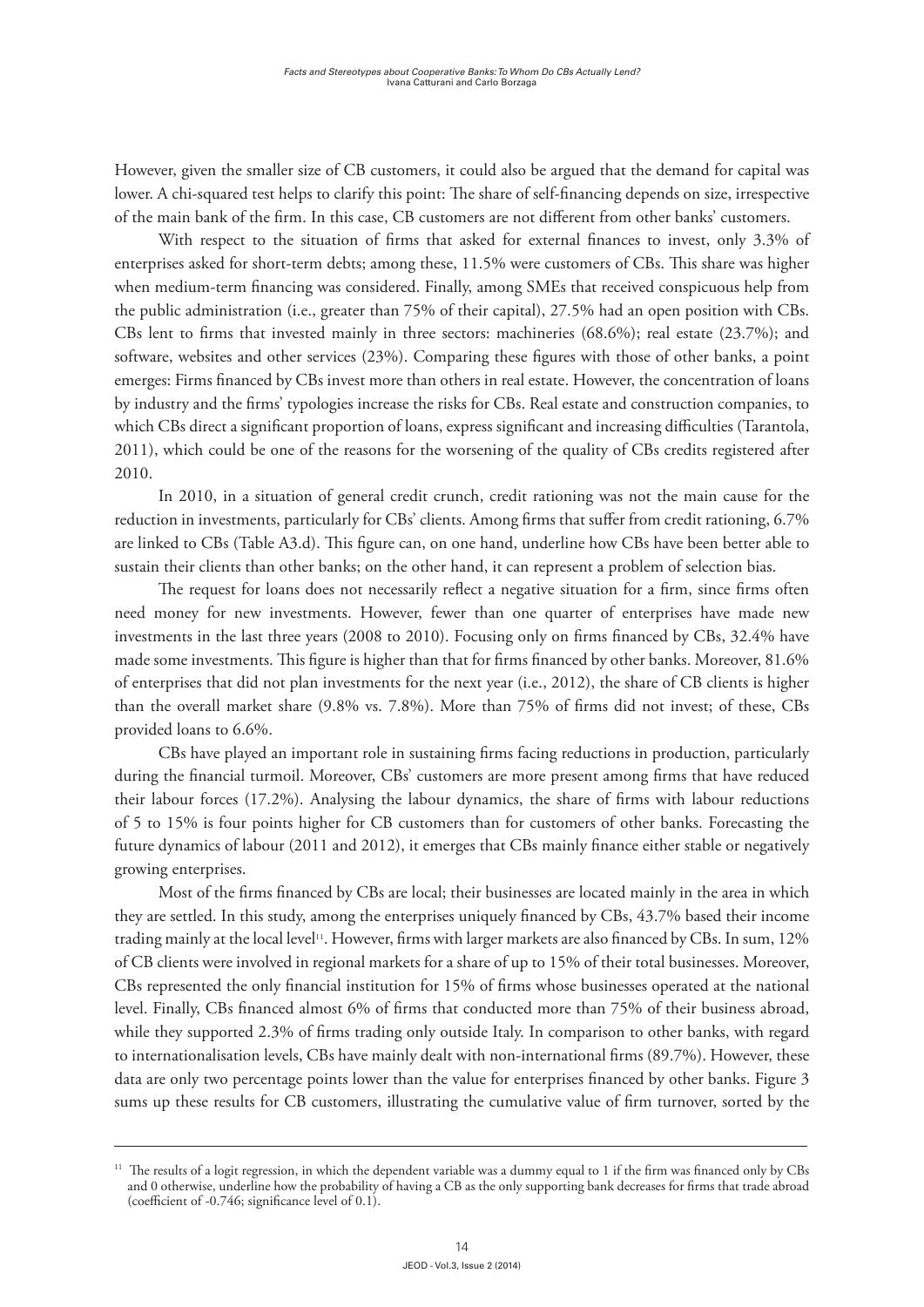However, given the smaller size of CB customers, it could also be argued that the demand for capital was lower. A chi-squared test helps to clarify this point: The share of self-financing depends on size, irrespective of the main bank of the firm. In this case, CB customers are not different from other banks' customers.

With respect to the situation of firms that asked for external finances to invest, only 3.3% of enterprises asked for short-term debts; among these, 11.5% were customers of CBs. This share was higher when medium-term financing was considered. Finally, among SMEs that received conspicuous help from the public administration (i.e., greater than 75% of their capital), 27.5% had an open position with CBs. CBs lent to firms that invested mainly in three sectors: machineries (68.6%); real estate (23.7%); and software, websites and other services (23%). Comparing these figures with those of other banks, a point emerges: Firms financed by CBs invest more than others in real estate. However, the concentration of loans by industry and the firms' typologies increase the risks for CBs. Real estate and construction companies, to which CBs direct a significant proportion of loans, express significant and increasing difficulties (Tarantola, 2011), which could be one of the reasons for the worsening of the quality of CBs credits registered after 2010.

In 2010, in a situation of general credit crunch, credit rationing was not the main cause for the reduction in investments, particularly for CBs' clients. Among firms that suffer from credit rationing, 6.7% are linked to CBs (Table A3.d). This figure can, on one hand, underline how CBs have been better able to sustain their clients than other banks; on the other hand, it can represent a problem of selection bias.

The request for loans does not necessarily reflect a negative situation for a firm, since firms often need money for new investments. However, fewer than one quarter of enterprises have made new investments in the last three years (2008 to 2010). Focusing only on firms financed by CBs, 32.4% have made some investments. This figure is higher than that for firms financed by other banks. Moreover, 81.6% of enterprises that did not plan investments for the next year (i.e., 2012), the share of CB clients is higher than the overall market share (9.8% vs. 7.8%). More than 75% of firms did not invest; of these, CBs provided loans to 6.6%.

CBs have played an important role in sustaining firms facing reductions in production, particularly during the financial turmoil. Moreover, CBs' customers are more present among firms that have reduced their labour forces (17.2%). Analysing the labour dynamics, the share of firms with labour reductions of 5 to 15% is four points higher for CB customers than for customers of other banks. Forecasting the future dynamics of labour (2011 and 2012), it emerges that CBs mainly finance either stable or negatively growing enterprises.

Most of the firms financed by CBs are local; their businesses are located mainly in the area in which they are settled. In this study, among the enterprises uniquely financed by CBs, 43.7% based their income trading mainly at the local level[11]. However, firms with larger markets are also financed by CBs. In sum, 12% of CB clients were involved in regional markets for a share of up to 15% of their total businesses. Moreover, CBs represented the only financial institution for 15% of firms whose businesses operated at the national level. Finally, CBs financed almost 6% of firms that conducted more than 75% of their business abroad, while they supported 2.3% of firms trading only outside Italy. In comparison to other banks, with regard to internationalisation levels, CBs have mainly dealt with non-international firms (89.7%). However, these data are only two percentage points lower than the value for enterprises financed by other banks. Figure 3 sums up these results for CB customers, illustrating the cumulative value of firm turnover, sorted by the

---

[11] The results of a logit regression, in which the dependent variable was a dummy equal to 1 if the firm was financed only by CBs and 0 otherwise, underline how the probability of having a CB as the only supporting bank decreases for firms that trade abroad (coefficient of -0.746; significance level of 0.1).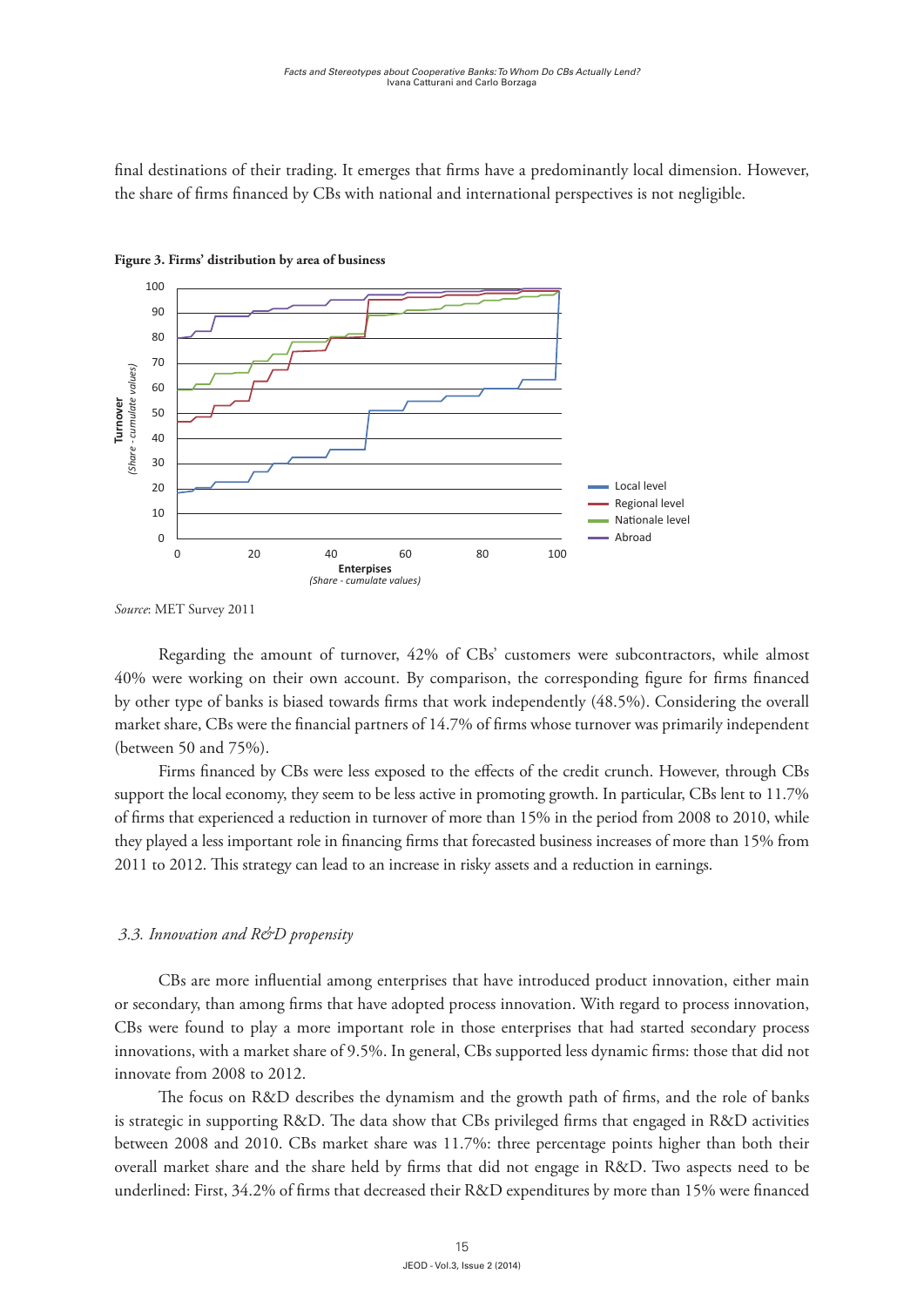final destinations of their trading. It emerges that firms have a predominantly local dimension. However, the share of firms financed by CBs with national and international perspectives is not negligible.

**Figure 3. Firms' distribution by area of business**

*Source*: MET Survey 2011

Regarding the amount of turnover, 42% of CBs' customers were subcontractors, while almost 40% were working on their own account. By comparison, the corresponding figure for firms financed by other type of banks is biased towards firms that work independently (48.5%). Considering the overall market share, CBs were the financial partners of 14.7% of firms whose turnover was primarily independent (between 50 and 75%).

Firms financed by CBs were less exposed to the effects of the credit crunch. However, through CBs support the local economy, they seem to be less active in promoting growth. In particular, CBs lent to 11.7% of firms that experienced a reduction in turnover of more than 15% in the period from 2008 to 2010, while they played a less important role in financing firms that forecasted business increases of more than 15% from 2011 to 2012. This strategy can lead to an increase in risky assets and a reduction in earnings.

### *3.3. Innovation and R&D propensity*

CBs are more influential among enterprises that have introduced product innovation, either main or secondary, than among firms that have adopted process innovation. With regard to process innovation, CBs were found to play a more important role in those enterprises that had started secondary process innovations, with a market share of 9.5%. In general, CBs supported less dynamic firms: those that did not innovate from 2008 to 2012.

The focus on R&D describes the dynamism and the growth path of firms, and the role of banks is strategic in supporting R&D. The data show that CBs privileged firms that engaged in R&D activities between 2008 and 2010. CBs market share was 11.7%: three percentage points higher than both their overall market share and the share held by firms that did not engage in R&D. Two aspects need to be underlined: First, 34.2% of firms that decreased their R&D expenditures by more than 15% were financed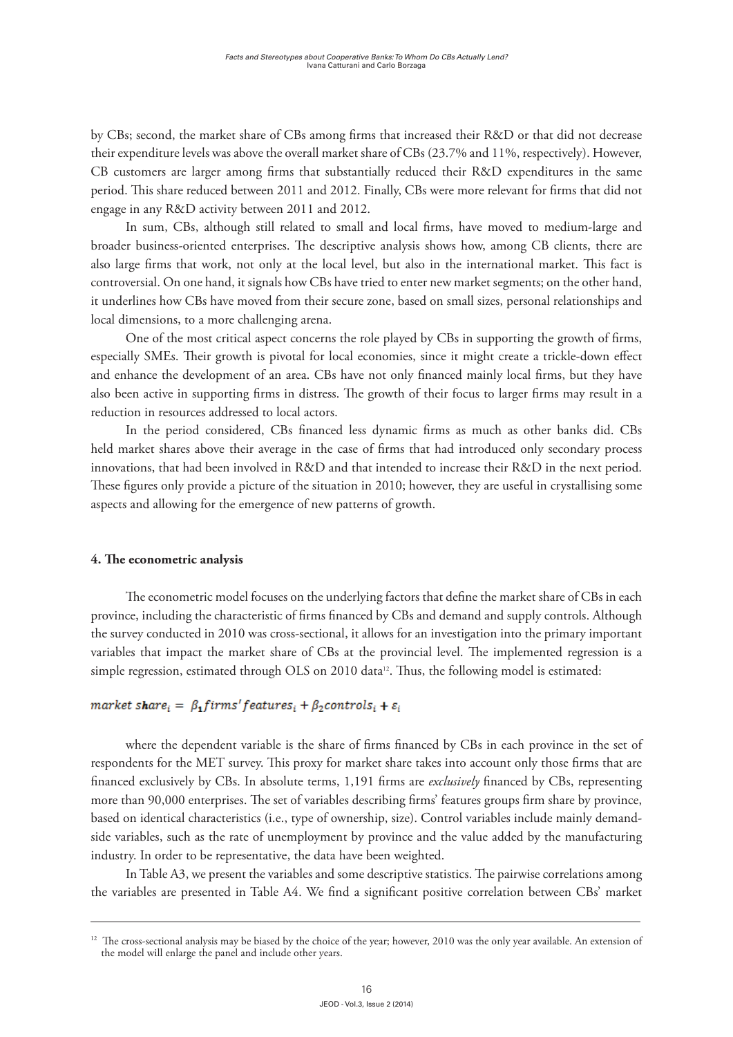by CBs; second, the market share of CBs among firms that increased their R&D or that did not decrease their expenditure levels was above the overall market share of CBs (23.7% and 11%, respectively). However, CB customers are larger among firms that substantially reduced their R&D expenditures in the same period. This share reduced between 2011 and 2012. Finally, CBs were more relevant for firms that did not engage in any R&D activity between 2011 and 2012.

In sum, CBs, although still related to small and local firms, have moved to medium-large and broader business-oriented enterprises. The descriptive analysis shows how, among CB clients, there are also large firms that work, not only at the local level, but also in the international market. This fact is controversial. On one hand, it signals how CBs have tried to enter new market segments; on the other hand, it underlines how CBs have moved from their secure zone, based on small sizes, personal relationships and local dimensions, to a more challenging arena.

One of the most critical aspect concerns the role played by CBs in supporting the growth of firms, especially SMEs. Their growth is pivotal for local economies, since it might create a trickle-down effect and enhance the development of an area. CBs have not only financed mainly local firms, but they have also been active in supporting firms in distress. The growth of their focus to larger firms may result in a reduction in resources addressed to local actors.

In the period considered, CBs financed less dynamic firms as much as other banks did. CBs held market shares above their average in the case of firms that had introduced only secondary process innovations, that had been involved in R&D and that intended to increase their R&D in the next period. These figures only provide a picture of the situation in 2010; however, they are useful in crystallising some aspects and allowing for the emergence of new patterns of growth.

#### 4. The econometric analysis

The econometric model focuses on the underlying factors that define the market share of CBs in each province, including the characteristic of firms financed by CBs and demand and supply controls. Although the survey conducted in 2010 was cross-sectional, it allows for an investigation into the primary important variables that impact the market share of CBs at the provincial level. The implemented regression is a simple regression, estimated through OLS on 2010 data[12]. Thus, the following model is estimated:

$$market\ share_i = \beta_1 firms'features_i + \beta_2 controls_i + \varepsilon_i$$

where the dependent variable is the share of firms financed by CBs in each province in the set of respondents for the MET survey. This proxy for market share takes into account only those firms that are financed exclusively by CBs. In absolute terms, 1,191 firms are *exclusively* financed by CBs, representing more than 90,000 enterprises. The set of variables describing firms' features groups firm share by province, based on identical characteristics (i.e., type of ownership, size). Control variables include mainly demand-side variables, such as the rate of unemployment by province and the value added by the manufacturing industry. In order to be representative, the data have been weighted.

In Table A3, we present the variables and some descriptive statistics. The pairwise correlations among the variables are presented in Table A4. We find a significant positive correlation between CBs' market

[12] The cross-sectional analysis may be biased by the choice of the year; however, 2010 was the only year available. An extension of the model will enlarge the panel and include other years.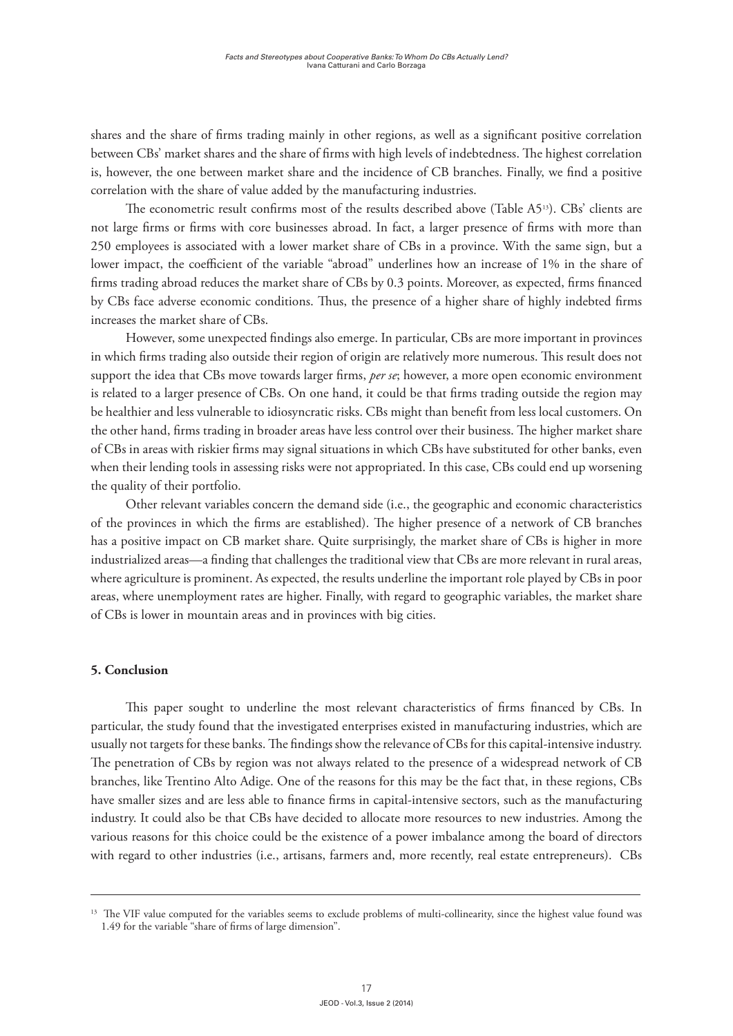shares and the share of firms trading mainly in other regions, as well as a significant positive correlation between CBs' market shares and the share of firms with high levels of indebtedness. The highest correlation is, however, the one between market share and the incidence of CB branches. Finally, we find a positive correlation with the share of value added by the manufacturing industries.

The econometric result confirms most of the results described above (Table A5[13]). CBs' clients are not large firms or firms with core businesses abroad. In fact, a larger presence of firms with more than 250 employees is associated with a lower market share of CBs in a province. With the same sign, but a lower impact, the coefficient of the variable "abroad" underlines how an increase of 1% in the share of firms trading abroad reduces the market share of CBs by 0.3 points. Moreover, as expected, firms financed by CBs face adverse economic conditions. Thus, the presence of a higher share of highly indebted firms increases the market share of CBs.

However, some unexpected findings also emerge. In particular, CBs are more important in provinces in which firms trading also outside their region of origin are relatively more numerous. This result does not support the idea that CBs move towards larger firms, *per se*; however, a more open economic environment is related to a larger presence of CBs. On one hand, it could be that firms trading outside the region may be healthier and less vulnerable to idiosyncratic risks. CBs might than benefit from less local customers. On the other hand, firms trading in broader areas have less control over their business. The higher market share of CBs in areas with riskier firms may signal situations in which CBs have substituted for other banks, even when their lending tools in assessing risks were not appropriated. In this case, CBs could end up worsening the quality of their portfolio.

Other relevant variables concern the demand side (i.e., the geographic and economic characteristics of the provinces in which the firms are established). The higher presence of a network of CB branches has a positive impact on CB market share. Quite surprisingly, the market share of CBs is higher in more industrialized areas—a finding that challenges the traditional view that CBs are more relevant in rural areas, where agriculture is prominent. As expected, the results underline the important role played by CBs in poor areas, where unemployment rates are higher. Finally, with regard to geographic variables, the market share of CBs is lower in mountain areas and in provinces with big cities.

## 5. Conclusion

This paper sought to underline the most relevant characteristics of firms financed by CBs. In particular, the study found that the investigated enterprises existed in manufacturing industries, which are usually not targets for these banks. The findings show the relevance of CBs for this capital-intensive industry. The penetration of CBs by region was not always related to the presence of a widespread network of CB branches, like Trentino Alto Adige. One of the reasons for this may be the fact that, in these regions, CBs have smaller sizes and are less able to finance firms in capital-intensive sectors, such as the manufacturing industry. It could also be that CBs have decided to allocate more resources to new industries. Among the various reasons for this choice could be the existence of a power imbalance among the board of directors with regard to other industries (i.e., artisans, farmers and, more recently, real estate entrepreneurs). CBs

[13] The VIF value computed for the variables seems to exclude problems of multi-collinearity, since the highest value found was 1.49 for the variable "share of firms of large dimension".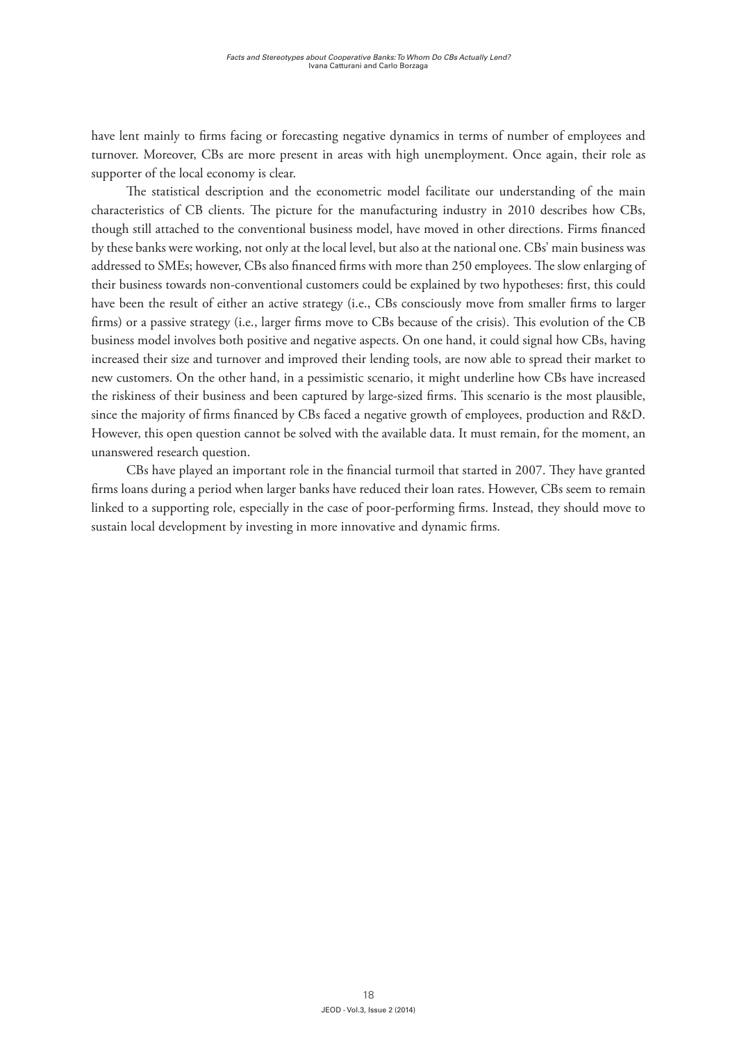have lent mainly to firms facing or forecasting negative dynamics in terms of number of employees and turnover. Moreover, CBs are more present in areas with high unemployment. Once again, their role as supporter of the local economy is clear.

The statistical description and the econometric model facilitate our understanding of the main characteristics of CB clients. The picture for the manufacturing industry in 2010 describes how CBs, though still attached to the conventional business model, have moved in other directions. Firms financed by these banks were working, not only at the local level, but also at the national one. CBs' main business was addressed to SMEs; however, CBs also financed firms with more than 250 employees. The slow enlarging of their business towards non-conventional customers could be explained by two hypotheses: first, this could have been the result of either an active strategy (i.e., CBs consciously move from smaller firms to larger firms) or a passive strategy (i.e., larger firms move to CBs because of the crisis). This evolution of the CB business model involves both positive and negative aspects. On one hand, it could signal how CBs, having increased their size and turnover and improved their lending tools, are now able to spread their market to new customers. On the other hand, in a pessimistic scenario, it might underline how CBs have increased the riskiness of their business and been captured by large-sized firms. This scenario is the most plausible, since the majority of firms financed by CBs faced a negative growth of employees, production and R&D. However, this open question cannot be solved with the available data. It must remain, for the moment, an unanswered research question.

CBs have played an important role in the financial turmoil that started in 2007. They have granted firms loans during a period when larger banks have reduced their loan rates. However, CBs seem to remain linked to a supporting role, especially in the case of poor-performing firms. Instead, they should move to sustain local development by investing in more innovative and dynamic firms.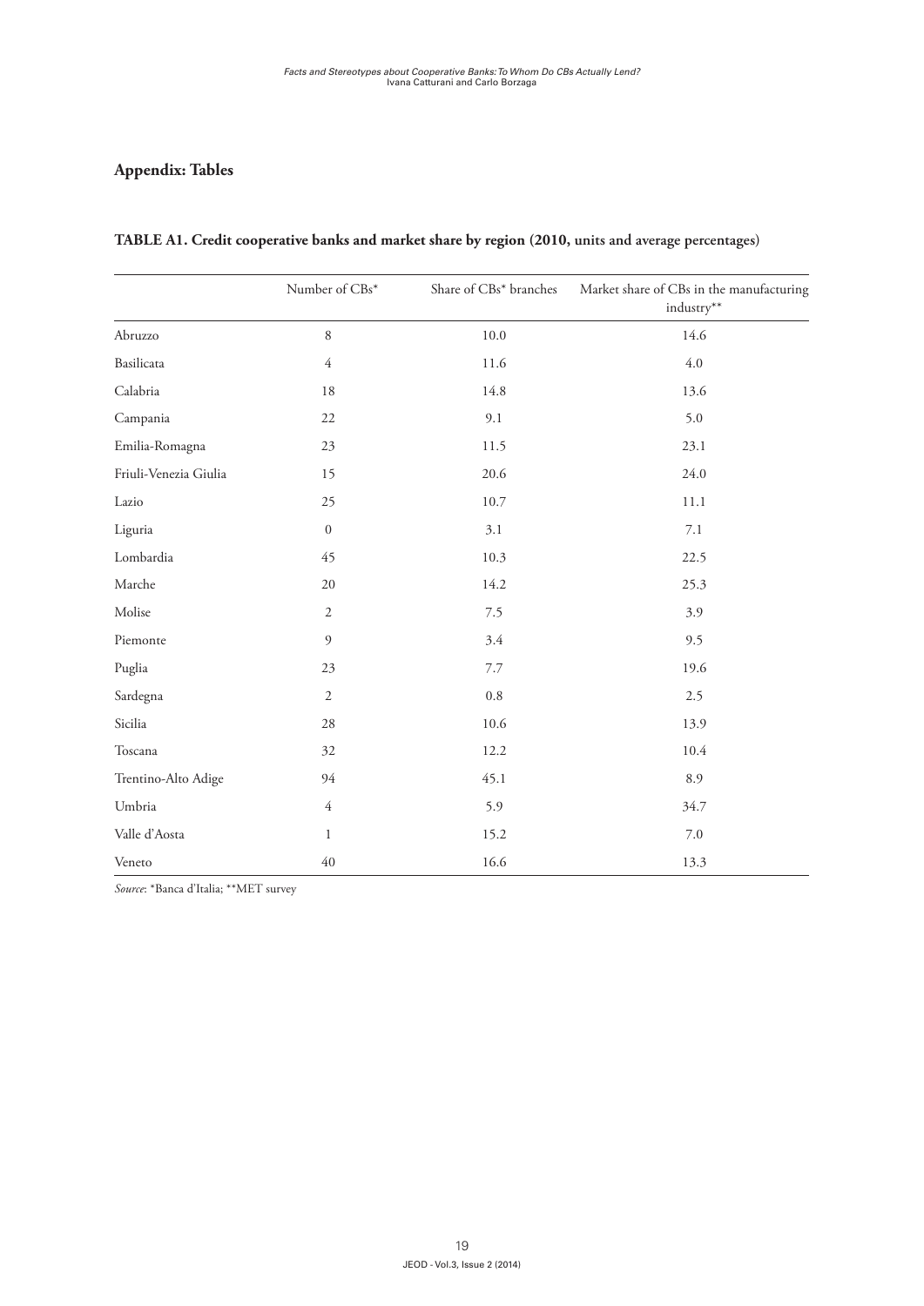## Appendix: Tables

**TABLE A1. Credit cooperative banks and market share by region (2010, units and average percentages)**

| | Number of CBs* | Share of CBs* branches | Market share of CBs in the manufacturing industry** |
|---|---|---|---|
| Abruzzo | 8 | 10.0 | 14.6 |
| Basilicata | 4 | 11.6 | 4.0 |
| Calabria | 18 | 14.8 | 13.6 |
| Campania | 22 | 9.1 | 5.0 |
| Emilia-Romagna | 23 | 11.5 | 23.1 |
| Friuli-Venezia Giulia | 15 | 20.6 | 24.0 |
| Lazio | 25 | 10.7 | 11.1 |
| Liguria | 0 | 3.1 | 7.1 |
| Lombardia | 45 | 10.3 | 22.5 |
| Marche | 20 | 14.2 | 25.3 |
| Molise | 2 | 7.5 | 3.9 |
| Piemonte | 9 | 3.4 | 9.5 |
| Puglia | 23 | 7.7 | 19.6 |
| Sardegna | 2 | 0.8 | 2.5 |
| Sicilia | 28 | 10.6 | 13.9 |
| Toscana | 32 | 12.2 | 10.4 |
| Trentino-Alto Adige | 94 | 45.1 | 8.9 |
| Umbria | 4 | 5.9 | 34.7 |
| Valle d'Aosta | 1 | 15.2 | 7.0 |
| Veneto | 40 | 16.6 | 13.3 |

*Source*: *Banca d'Italia; **MET survey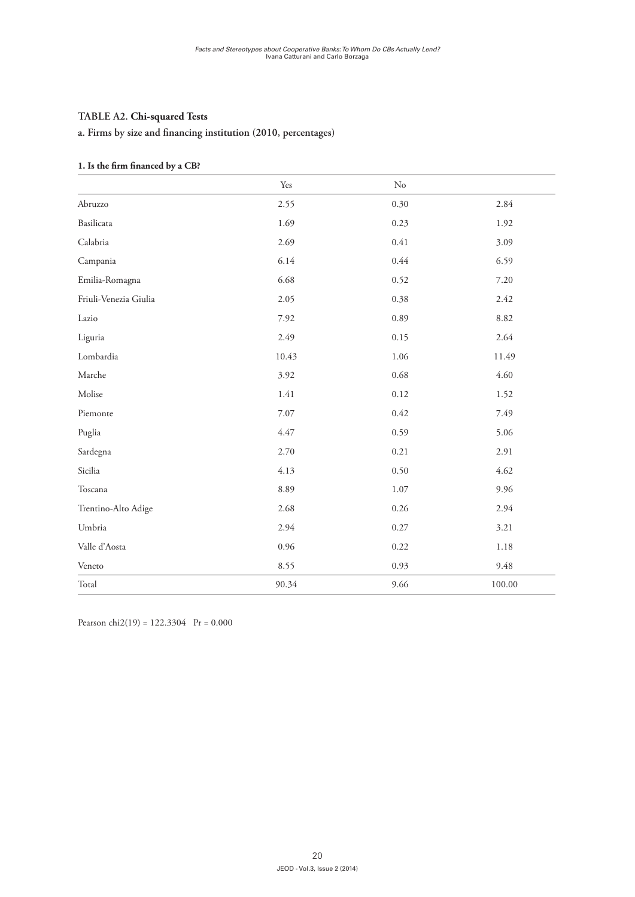**TABLE A2. Chi-squared Tests**

**a. Firms by size and financing institution (2010, percentages)**

**1. Is the firm financed by a CB?**

| | Yes | No | |
|---|---|---|---|
| Abruzzo | 2.55 | 0.30 | 2.84 |
| Basilicata | 1.69 | 0.23 | 1.92 |
| Calabria | 2.69 | 0.41 | 3.09 |
| Campania | 6.14 | 0.44 | 6.59 |
| Emilia-Romagna | 6.68 | 0.52 | 7.20 |
| Friuli-Venezia Giulia | 2.05 | 0.38 | 2.42 |
| Lazio | 7.92 | 0.89 | 8.82 |
| Liguria | 2.49 | 0.15 | 2.64 |
| Lombardia | 10.43 | 1.06 | 11.49 |
| Marche | 3.92 | 0.68 | 4.60 |
| Molise | 1.41 | 0.12 | 1.52 |
| Piemonte | 7.07 | 0.42 | 7.49 |
| Puglia | 4.47 | 0.59 | 5.06 |
| Sardegna | 2.70 | 0.21 | 2.91 |
| Sicilia | 4.13 | 0.50 | 4.62 |
| Toscana | 8.89 | 1.07 | 9.96 |
| Trentino-Alto Adige | 2.68 | 0.26 | 2.94 |
| Umbria | 2.94 | 0.27 | 3.21 |
| Valle d'Aosta | 0.96 | 0.22 | 1.18 |
| Veneto | 8.55 | 0.93 | 9.48 |
| Total | 90.34 | 9.66 | 100.00 |

Pearson chi2(19) = 122.3304 Pr = 0.000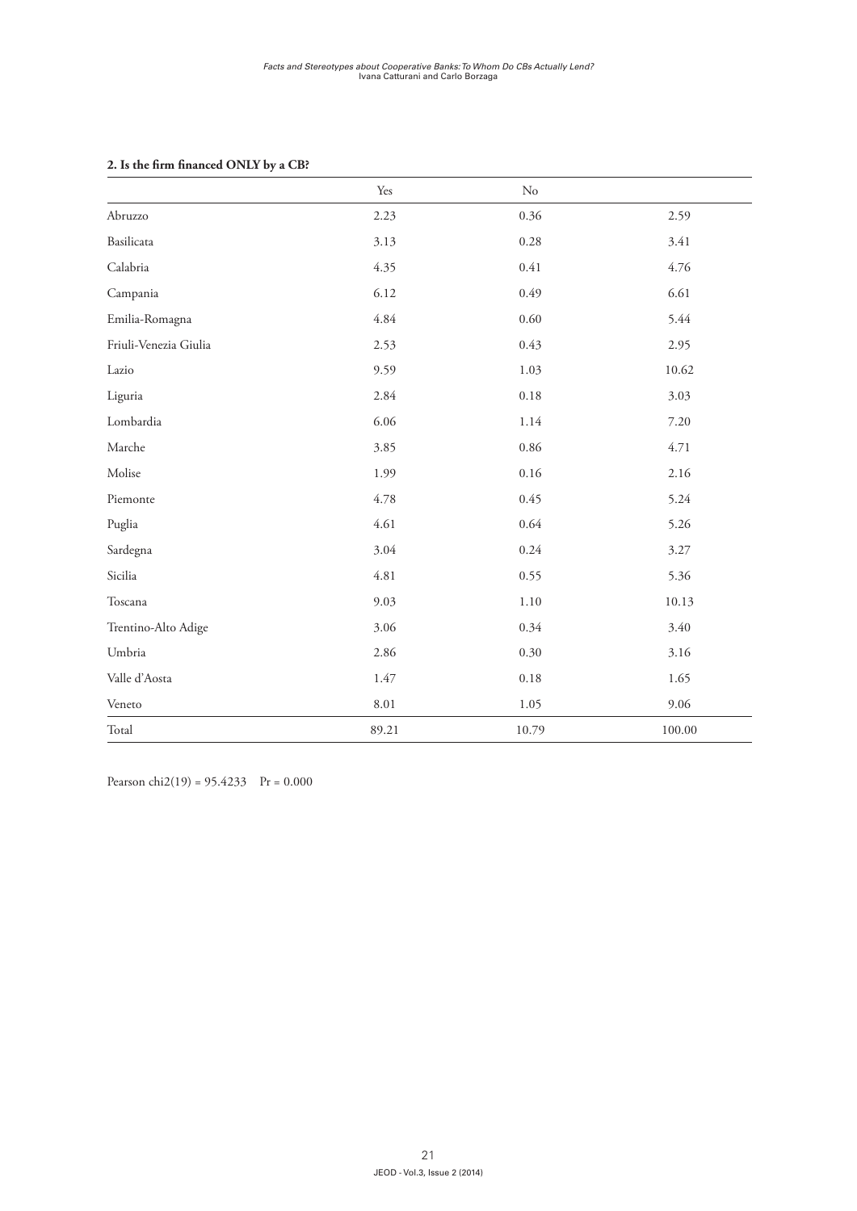**2. Is the firm financed ONLY by a CB?**

| | Yes | No | |
|---|---|---|---|
| Abruzzo | 2.23 | 0.36 | 2.59 |
| Basilicata | 3.13 | 0.28 | 3.41 |
| Calabria | 4.35 | 0.41 | 4.76 |
| Campania | 6.12 | 0.49 | 6.61 |
| Emilia-Romagna | 4.84 | 0.60 | 5.44 |
| Friuli-Venezia Giulia | 2.53 | 0.43 | 2.95 |
| Lazio | 9.59 | 1.03 | 10.62 |
| Liguria | 2.84 | 0.18 | 3.03 |
| Lombardia | 6.06 | 1.14 | 7.20 |
| Marche | 3.85 | 0.86 | 4.71 |
| Molise | 1.99 | 0.16 | 2.16 |
| Piemonte | 4.78 | 0.45 | 5.24 |
| Puglia | 4.61 | 0.64 | 5.26 |
| Sardegna | 3.04 | 0.24 | 3.27 |
| Sicilia | 4.81 | 0.55 | 5.36 |
| Toscana | 9.03 | 1.10 | 10.13 |
| Trentino-Alto Adige | 3.06 | 0.34 | 3.40 |
| Umbria | 2.86 | 0.30 | 3.16 |
| Valle d'Aosta | 1.47 | 0.18 | 1.65 |
| Veneto | 8.01 | 1.05 | 9.06 |
| Total | 89.21 | 10.79 | 100.00 |

Pearson chi2(19) = 95.4233 Pr = 0.000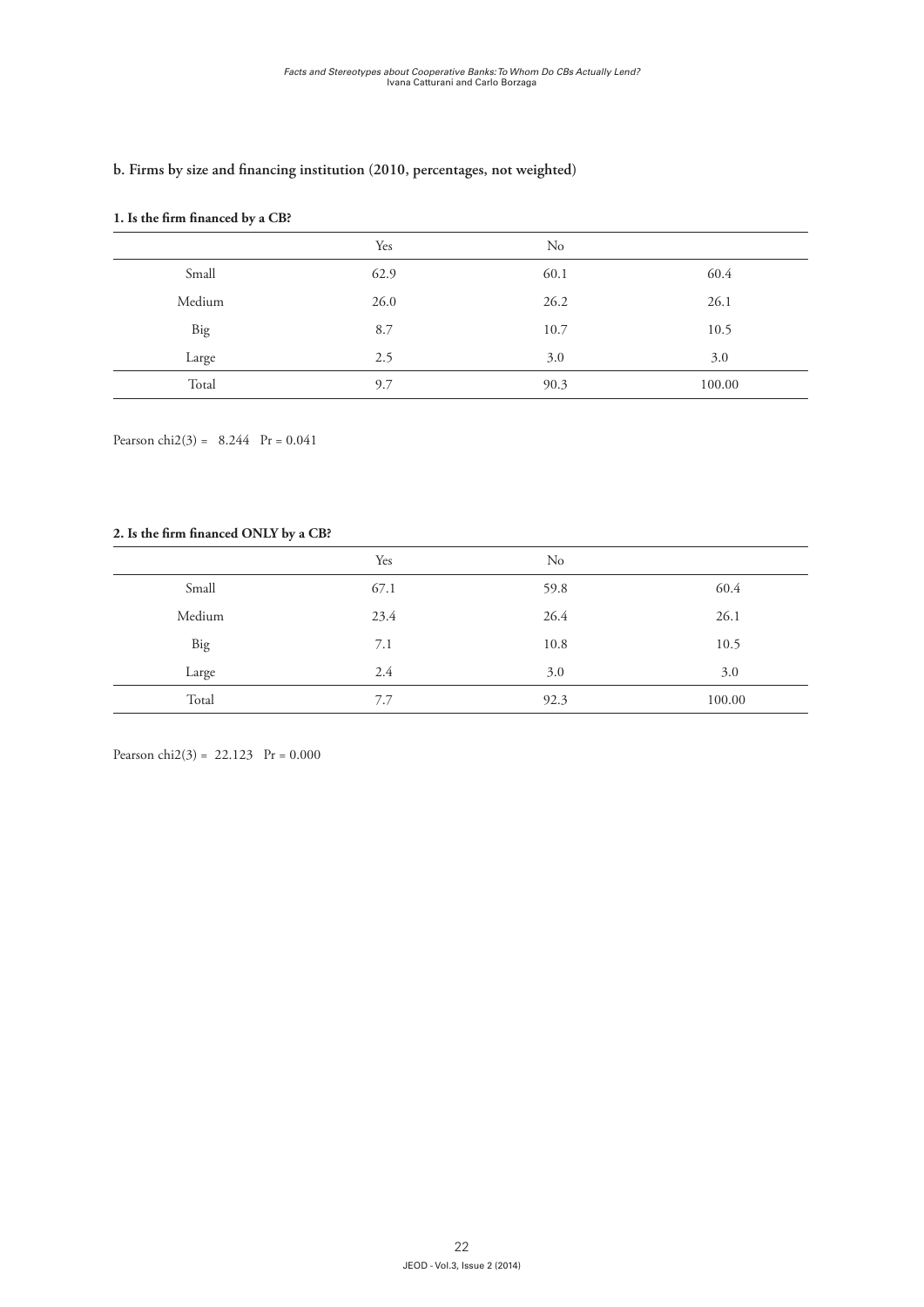**b. Firms by size and financing institution (2010, percentages, not weighted)**

**1. Is the firm financed by a CB?**

| | Yes | No | |
|---|---|---|---|
| Small | 62.9 | 60.1 | 60.4 |
| Medium | 26.0 | 26.2 | 26.1 |
| Big | 8.7 | 10.7 | 10.5 |
| Large | 2.5 | 3.0 | 3.0 |
| Total | 9.7 | 90.3 | 100.00 |

Pearson chi2(3) = 8.244 Pr = 0.041

**2. Is the firm financed ONLY by a CB?**

| | Yes | No | |
|---|---|---|---|
| Small | 67.1 | 59.8 | 60.4 |
| Medium | 23.4 | 26.4 | 26.1 |
| Big | 7.1 | 10.8 | 10.5 |
| Large | 2.4 | 3.0 | 3.0 |
| Total | 7.7 | 92.3 | 100.00 |

Pearson chi2(3) = 22.123 Pr = 0.000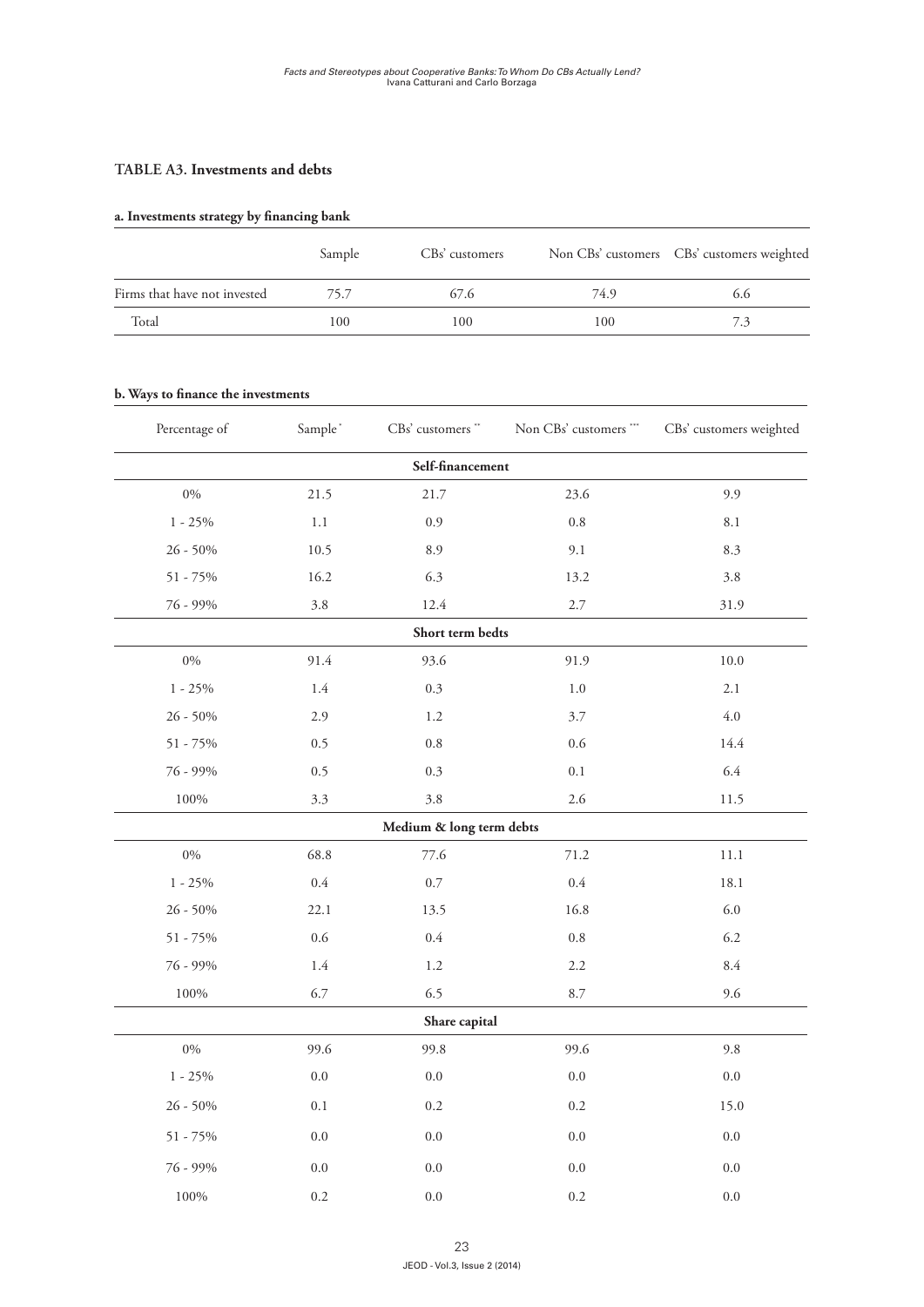**TABLE A3. Investments and debts**

**a. Investments strategy by financing bank**

| | Sample | CBs' customers | Non CBs' customers | CBs' customers weighted |
|---|---|---|---|---|
| Firms that have not invested | 75.7 | 67.6 | 74.9 | 6.6 |
| Total | 100 | 100 | 100 | 7.3 |

**b. Ways to finance the investments**

| Percentage of | Sample * | CBs' customers ** | Non CBs' customers *** | CBs' customers weighted |
|---|---|---|---|---|
| **Self-financement** | | | | |
| 0% | 21.5 | 21.7 | 23.6 | 9.9 |
| 1 - 25% | 1.1 | 0.9 | 0.8 | 8.1 |
| 26 - 50% | 10.5 | 8.9 | 9.1 | 8.3 |
| 51 - 75% | 16.2 | 6.3 | 13.2 | 3.8 |
| 76 - 99% | 3.8 | 12.4 | 2.7 | 31.9 |
| **Short term bedts** | | | | |
| 0% | 91.4 | 93.6 | 91.9 | 10.0 |
| 1 - 25% | 1.4 | 0.3 | 1.0 | 2.1 |
| 26 - 50% | 2.9 | 1.2 | 3.7 | 4.0 |
| 51 - 75% | 0.5 | 0.8 | 0.6 | 14.4 |
| 76 - 99% | 0.5 | 0.3 | 0.1 | 6.4 |
| 100% | 3.3 | 3.8 | 2.6 | 11.5 |
| **Medium & long term debts** | | | | |
| 0% | 68.8 | 77.6 | 71.2 | 11.1 |
| 1 - 25% | 0.4 | 0.7 | 0.4 | 18.1 |
| 26 - 50% | 22.1 | 13.5 | 16.8 | 6.0 |
| 51 - 75% | 0.6 | 0.4 | 0.8 | 6.2 |
| 76 - 99% | 1.4 | 1.2 | 2.2 | 8.4 |
| 100% | 6.7 | 6.5 | 8.7 | 9.6 |
| **Share capital** | | | | |
| 0% | 99.6 | 99.8 | 99.6 | 9.8 |
| 1 - 25% | 0.0 | 0.0 | 0.0 | 0.0 |
| 26 - 50% | 0.1 | 0.2 | 0.2 | 15.0 |
| 51 - 75% | 0.0 | 0.0 | 0.0 | 0.0 |
| 76 - 99% | 0.0 | 0.0 | 0.0 | 0.0 |
| 100% | 0.2 | 0.0 | 0.2 | 0.0 |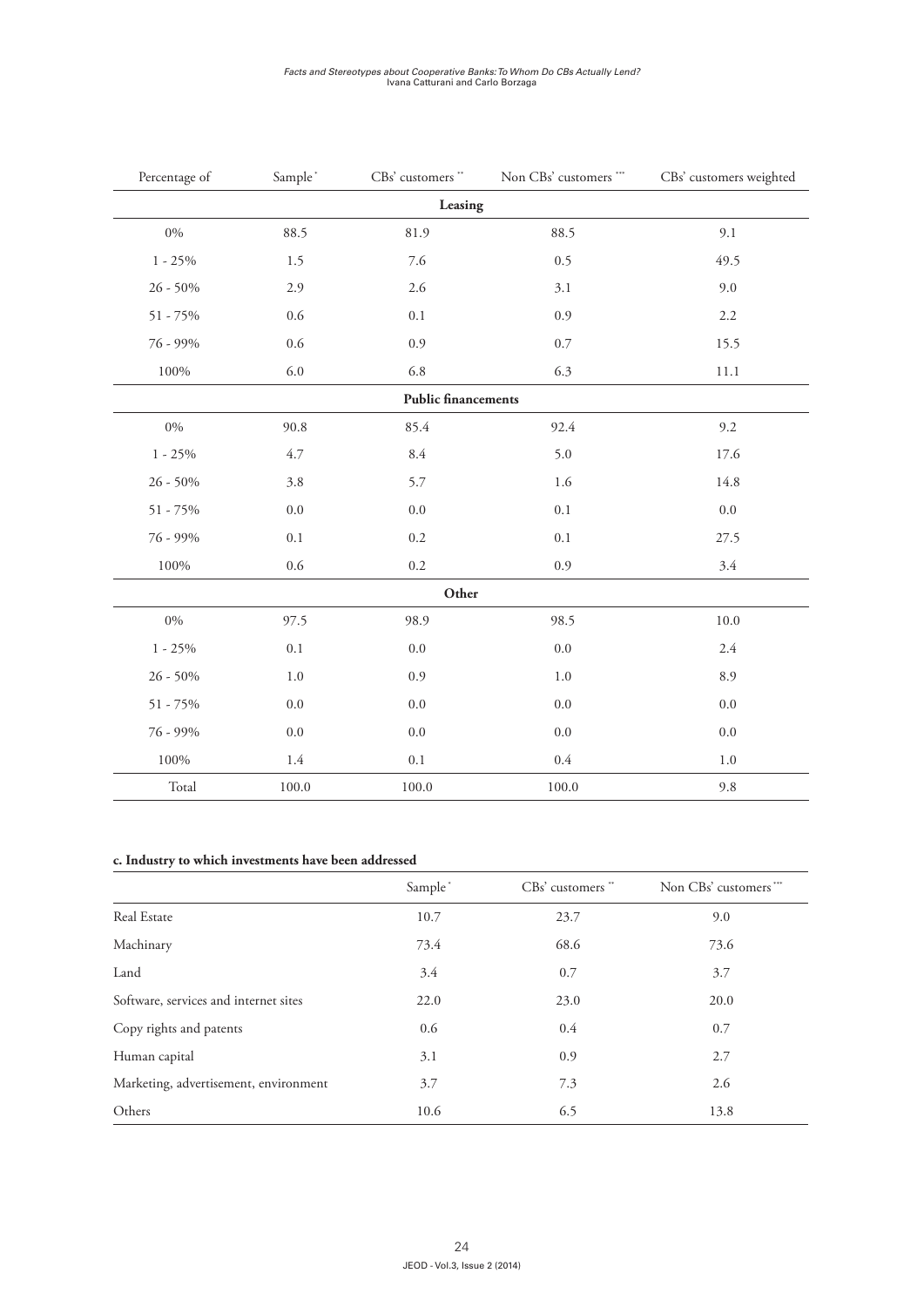| Percentage of | Sample [*] | CBs' customers [**] | Non CBs' customers [***] | CBs' customers weighted |
|---|---|---|---|---|
| **Leasing** | | | | |
| 0% | 88.5 | 81.9 | 88.5 | 9.1 |
| 1 - 25% | 1.5 | 7.6 | 0.5 | 49.5 |
| 26 - 50% | 2.9 | 2.6 | 3.1 | 9.0 |
| 51 - 75% | 0.6 | 0.1 | 0.9 | 2.2 |
| 76 - 99% | 0.6 | 0.9 | 0.7 | 15.5 |
| 100% | 6.0 | 6.8 | 6.3 | 11.1 |
| **Public financements** | | | | |
| 0% | 90.8 | 85.4 | 92.4 | 9.2 |
| 1 - 25% | 4.7 | 8.4 | 5.0 | 17.6 |
| 26 - 50% | 3.8 | 5.7 | 1.6 | 14.8 |
| 51 - 75% | 0.0 | 0.0 | 0.1 | 0.0 |
| 76 - 99% | 0.1 | 0.2 | 0.1 | 27.5 |
| 100% | 0.6 | 0.2 | 0.9 | 3.4 |
| **Other** | | | | |
| 0% | 97.5 | 98.9 | 98.5 | 10.0 |
| 1 - 25% | 0.1 | 0.0 | 0.0 | 2.4 |
| 26 - 50% | 1.0 | 0.9 | 1.0 | 8.9 |
| 51 - 75% | 0.0 | 0.0 | 0.0 | 0.0 |
| 76 - 99% | 0.0 | 0.0 | 0.0 | 0.0 |
| 100% | 1.4 | 0.1 | 0.4 | 1.0 |
| Total | 100.0 | 100.0 | 100.0 | 9.8 |

**c. Industry to which investments have been addressed**

| | Sample [*] | CBs' customers [**] | Non CBs' customers [***] |
|---|---|---|---|
| Real Estate | 10.7 | 23.7 | 9.0 |
| Machinary | 73.4 | 68.6 | 73.6 |
| Land | 3.4 | 0.7 | 3.7 |
| Software, services and internet sites | 22.0 | 23.0 | 20.0 |
| Copy rights and patents | 0.6 | 0.4 | 0.7 |
| Human capital | 3.1 | 0.9 | 2.7 |
| Marketing, advertisement, environment | 3.7 | 7.3 | 2.6 |
| Others | 10.6 | 6.5 | 13.8 |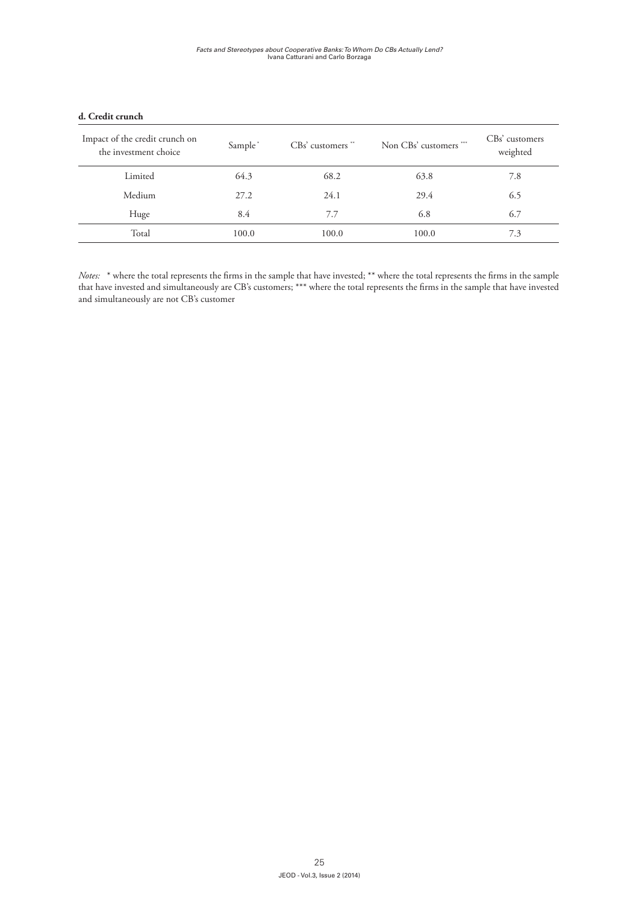**d. Credit crunch**

| Impact of the credit crunch on the investment choice | Sample * | CBs' customers ** | Non CBs' customers *** | CBs' customers weighted |
|---|---|---|---|---|
| Limited | 64.3 | 68.2 | 63.8 | 7.8 |
| Medium | 27.2 | 24.1 | 29.4 | 6.5 |
| Huge | 8.4 | 7.7 | 6.8 | 6.7 |
| Total | 100.0 | 100.0 | 100.0 | 7.3 |

*Notes:* * where the total represents the firms in the sample that have invested; ** where the total represents the firms in the sample that have invested and simultaneously are CB's customers; *** where the total represents the firms in the sample that have invested and simultaneously are not CB's customer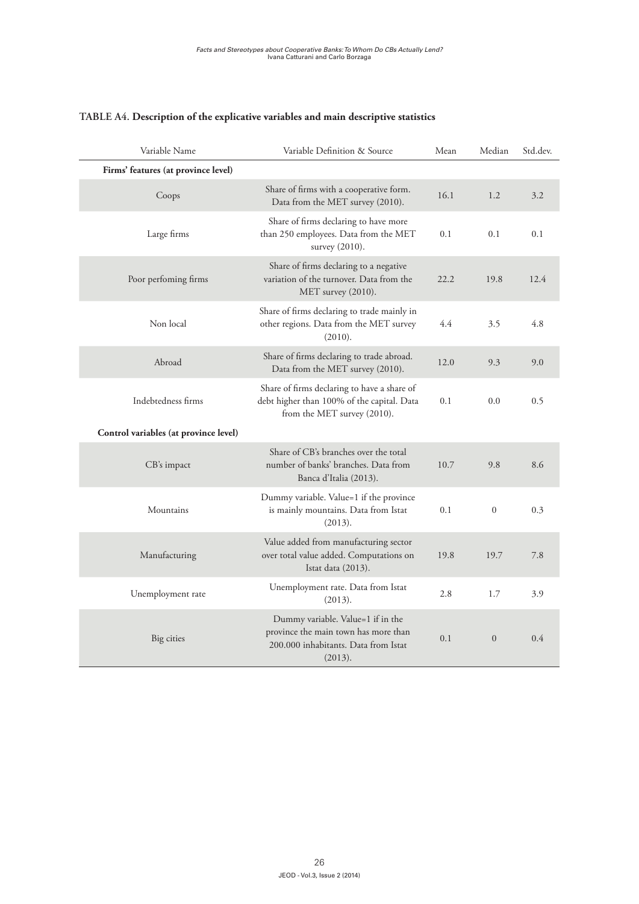**TABLE A4. Description of the explicative variables and main descriptive statistics**

| Variable Name | Variable Definition & Source | Mean | Median | Std.dev. |
|---|---|---|---|---|
| **Firms' features (at province level)** | | | | |
| Coops | Share of firms with a cooperative form. Data from the MET survey (2010). | 16.1 | 1.2 | 3.2 |
| Large firms | Share of firms declaring to have more than 250 employees. Data from the MET survey (2010). | 0.1 | 0.1 | 0.1 |
| Poor perfoming firms | Share of firms declaring to a negative variation of the turnover. Data from the MET survey (2010). | 22.2 | 19.8 | 12.4 |
| Non local | Share of firms declaring to trade mainly in other regions. Data from the MET survey (2010). | 4.4 | 3.5 | 4.8 |
| Abroad | Share of firms declaring to trade abroad. Data from the MET survey (2010). | 12.0 | 9.3 | 9.0 |
| Indebtedness firms | Share of firms declaring to have a share of debt higher than 100% of the capital. Data from the MET survey (2010). | 0.1 | 0.0 | 0.5 |
| **Control variables (at province level)** | | | | |
| CB's impact | Share of CB's branches over the total number of banks' branches. Data from Banca d'Italia (2013). | 10.7 | 9.8 | 8.6 |
| Mountains | Dummy variable. Value=1 if the province is mainly mountains. Data from Istat (2013). | 0.1 | 0 | 0.3 |
| Manufacturing | Value added from manufacturing sector over total value added. Computations on Istat data (2013). | 19.8 | 19.7 | 7.8 |
| Unemployment rate | Unemployment rate. Data from Istat (2013). | 2.8 | 1.7 | 3.9 |
| Big cities | Dummy variable. Value=1 if in the province the main town has more than 200.000 inhabitants. Data from Istat (2013). | 0.1 | 0 | 0.4 |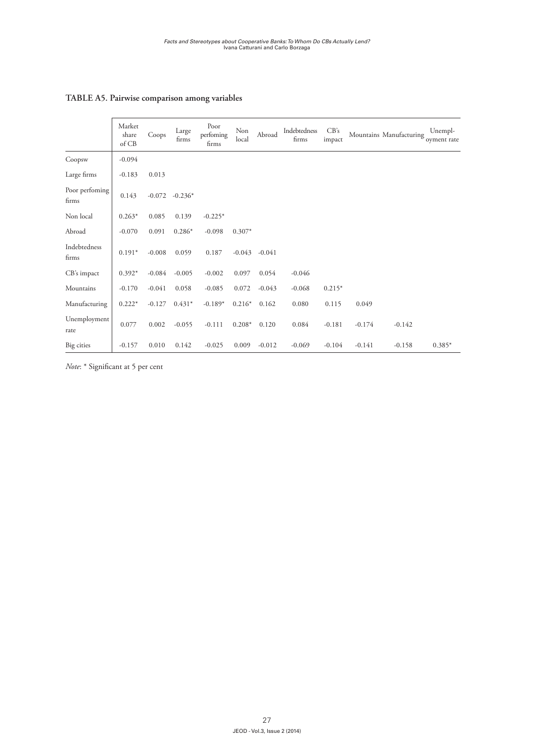**TABLE A5. Pairwise comparison among variables**

| | Market share of CB | Coops | Large firms | Poor perfoming firms | Non local | Abroad | Indebtedness firms | CB's impact | Mountains | Manufacturing | Unempl-oyment rate |
|---|---|---|---|---|---|---|---|---|---|---|---|
| Coopsw | -0.094 | | | | | | | | | | |
| Large firms | -0.183 | 0.013 | | | | | | | | | |
| Poor perfoming firms | 0.143 | -0.072 | -0.236* | | | | | | | | |
| Non local | 0.263* | 0.085 | 0.139 | -0.225* | | | | | | | |
| Abroad | -0.070 | 0.091 | 0.286* | -0.098 | 0.307* | | | | | | |
| Indebtedness firms | 0.191* | -0.008 | 0.059 | 0.187 | -0.043 | -0.041 | | | | | |
| CB's impact | 0.392* | -0.084 | -0.005 | -0.002 | 0.097 | 0.054 | -0.046 | | | | |
| Mountains | -0.170 | -0.041 | 0.058 | -0.085 | 0.072 | -0.043 | -0.068 | 0.215* | | | |
| Manufacturing | 0.222* | -0.127 | 0.431* | -0.189* | 0.216* | 0.162 | 0.080 | 0.115 | 0.049 | | |
| Unemployment rate | 0.077 | 0.002 | -0.055 | -0.111 | 0.208* | 0.120 | 0.084 | -0.181 | -0.174 | -0.142 | |
| Big cities | -0.157 | 0.010 | 0.142 | -0.025 | 0.009 | -0.012 | -0.069 | -0.104 | -0.141 | -0.158 | 0.385* |

*Note*: * Significant at 5 per cent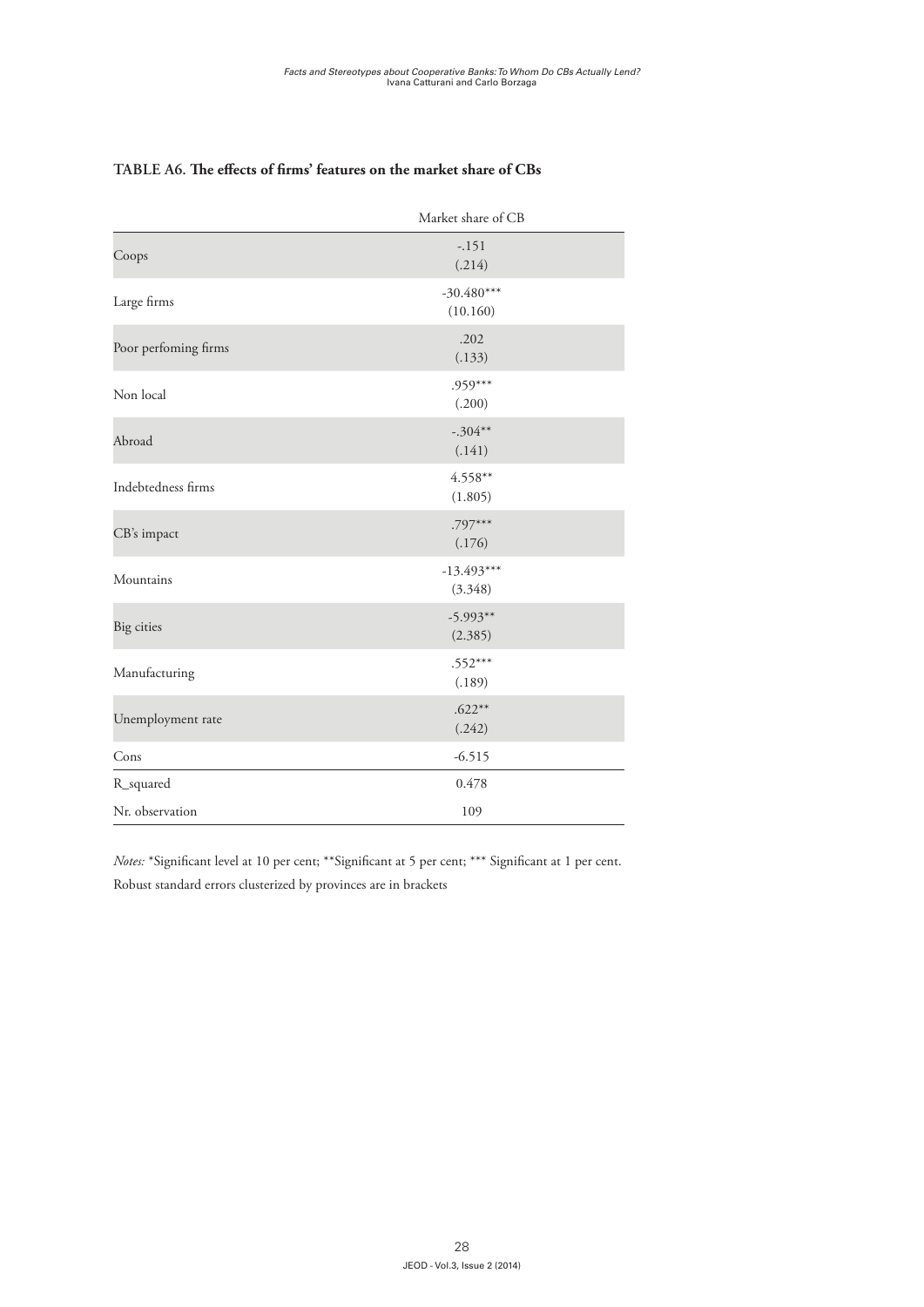**TABLE A6. The effects of firms' features on the market share of CBs**

| | Market share of CB |
|---|---|
| Coops | -.151<br>(.214) |
| Large firms | -30.480***<br>(10.160) |
| Poor perfoming firms | .202<br>(.133) |
| Non local | .959***<br>(.200) |
| Abroad | -.304**<br>(.141) |
| Indebtedness firms | 4.558**<br>(1.805) |
| CB's impact | .797***<br>(.176) |
| Mountains | -13.493***<br>(3.348) |
| Big cities | -5.993**<br>(2.385) |
| Manufacturing | .552***<br>(.189) |
| Unemployment rate | .622**<br>(.242) |
| Cons | -6.515 |
| R_squared | 0.478 |
| Nr. observation | 109 |

*Notes:* *Significant level at 10 per cent; **Significant at 5 per cent; *** Significant at 1 per cent. Robust standard errors clusterized by provinces are in brackets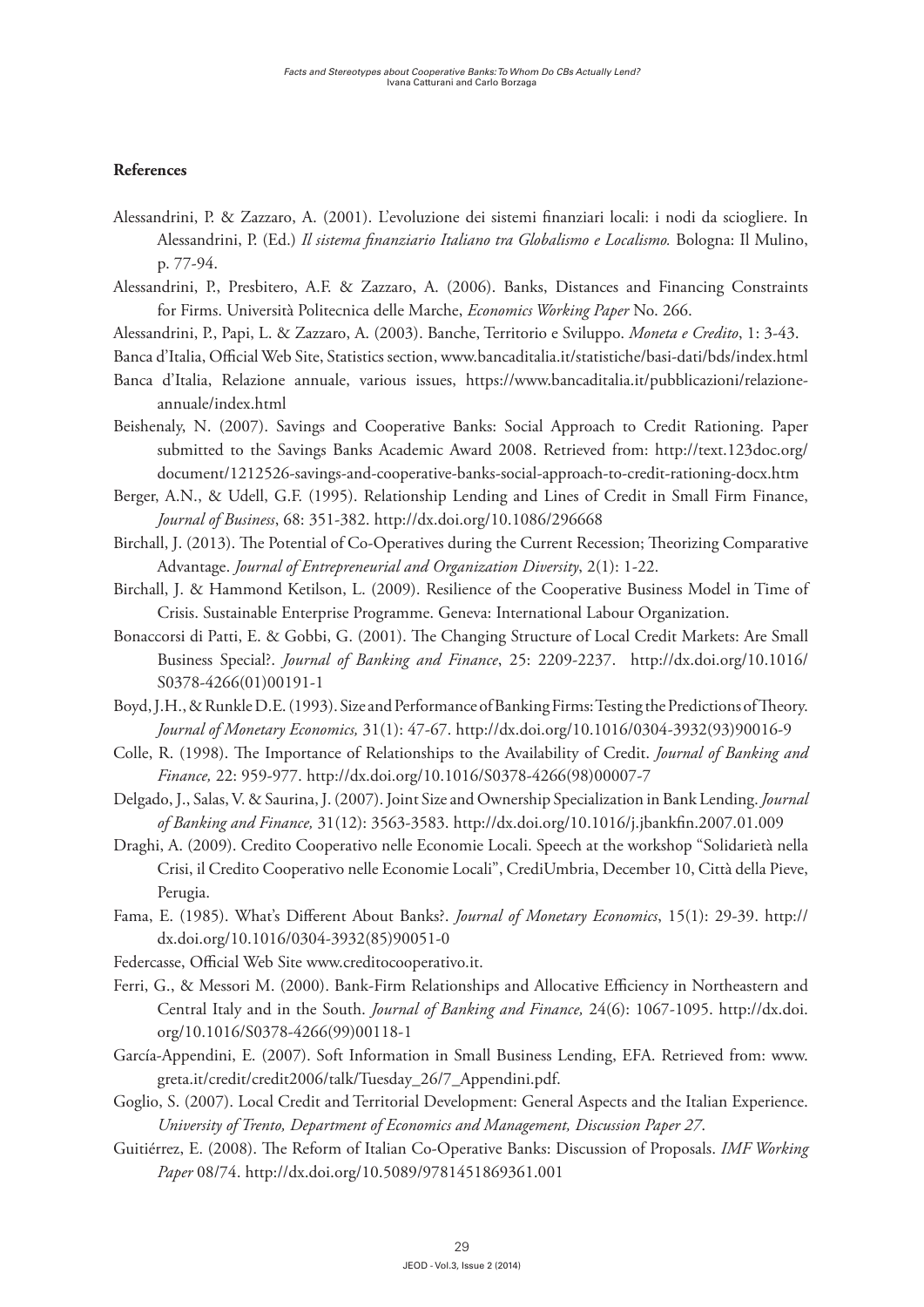### References

Alessandrini, P. & Zazzaro, A. (2001). L'evoluzione dei sistemi finanziari locali: i nodi da sciogliere. In Alessandrini, P. (Ed.) *Il sistema finanziario Italiano tra Globalismo e Localismo.* Bologna: Il Mulino, p. 77-94.

Alessandrini, P., Presbitero, A.F. & Zazzaro, A. (2006). Banks, Distances and Financing Constraints for Firms. Università Politecnica delle Marche, *Economics Working Paper* No. 266.

Alessandrini, P., Papi, L. & Zazzaro, A. (2003). Banche, Territorio e Sviluppo. *Moneta e Credito*, 1: 3-43.

Banca d'Italia, Official Web Site, Statistics section, www.bancaditalia.it/statistiche/basi-dati/bds/index.html

Banca d'Italia, Relazione annuale, various issues, https://www.bancaditalia.it/pubblicazioni/relazione-annuale/index.html

Beishenaly, N. (2007). Savings and Cooperative Banks: Social Approach to Credit Rationing. Paper submitted to the Savings Banks Academic Award 2008. Retrieved from: http://text.123doc.org/document/1212526-savings-and-cooperative-banks-social-approach-to-credit-rationing-docx.htm

Berger, A.N., & Udell, G.F. (1995). Relationship Lending and Lines of Credit in Small Firm Finance, *Journal of Business*, 68: 351-382. http://dx.doi.org/10.1086/296668

Birchall, J. (2013). The Potential of Co-Operatives during the Current Recession; Theorizing Comparative Advantage. *Journal of Entrepreneurial and Organization Diversity*, 2(1): 1-22.

Birchall, J. & Hammond Ketilson, L. (2009). Resilience of the Cooperative Business Model in Time of Crisis. Sustainable Enterprise Programme. Geneva: International Labour Organization.

Bonaccorsi di Patti, E. & Gobbi, G. (2001). The Changing Structure of Local Credit Markets: Are Small Business Special?. *Journal of Banking and Finance*, 25: 2209-2237. http://dx.doi.org/10.1016/S0378-4266(01)00191-1

Boyd, J.H., & Runkle D.E. (1993). Size and Performance of Banking Firms: Testing the Predictions of Theory. *Journal of Monetary Economics,* 31(1): 47-67. http://dx.doi.org/10.1016/0304-3932(93)90016-9

Colle, R. (1998). The Importance of Relationships to the Availability of Credit. *Journal of Banking and Finance,* 22: 959-977. http://dx.doi.org/10.1016/S0378-4266(98)00007-7

Delgado, J., Salas, V. & Saurina, J. (2007). Joint Size and Ownership Specialization in Bank Lending. *Journal of Banking and Finance,* 31(12): 3563-3583. http://dx.doi.org/10.1016/j.jbankfin.2007.01.009

Draghi, A. (2009). Credito Cooperativo nelle Economie Locali. Speech at the workshop "Solidarietà nella Crisi, il Credito Cooperativo nelle Economie Locali", CrediUmbria, December 10, Città della Pieve, Perugia.

Fama, E. (1985). What's Different About Banks?. *Journal of Monetary Economics*, 15(1): 29-39. http://dx.doi.org/10.1016/0304-3932(85)90051-0

Federcasse, Official Web Site www.creditocooperativo.it.

Ferri, G., & Messori M. (2000). Bank-Firm Relationships and Allocative Efficiency in Northeastern and Central Italy and in the South. *Journal of Banking and Finance,* 24(6): 1067-1095. http://dx.doi.org/10.1016/S0378-4266(99)00118-1

García-Appendini, E. (2007). Soft Information in Small Business Lending, EFA. Retrieved from: www.greta.it/credit/credit2006/talk/Tuesday_26/7_Appendini.pdf.

Goglio, S. (2007). Local Credit and Territorial Development: General Aspects and the Italian Experience. *University of Trento, Department of Economics and Management, Discussion Paper 27*.

Guitiérrez, E. (2008). The Reform of Italian Co-Operative Banks: Discussion of Proposals. *IMF Working Paper* 08/74. http://dx.doi.org/10.5089/9781451869361.001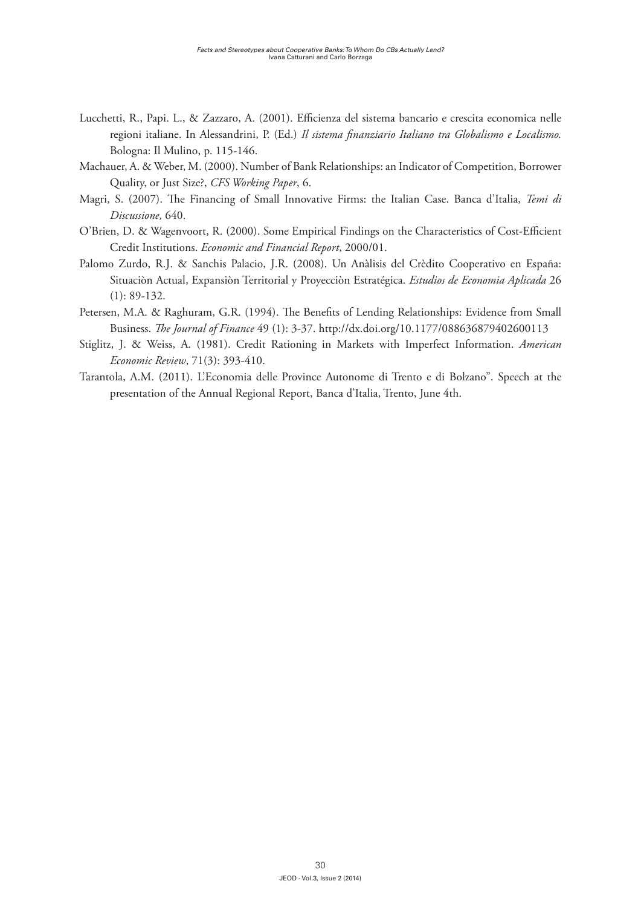Lucchetti, R., Papi. L., & Zazzaro, A. (2001). Efficienza del sistema bancario e crescita economica nelle regioni italiane. In Alessandrini, P. (Ed.) *Il sistema finanziario Italiano tra Globalismo e Localismo.* Bologna: Il Mulino, p. 115-146.

Machauer, A. & Weber, M. (2000). Number of Bank Relationships: an Indicator of Competition, Borrower Quality, or Just Size?, *CFS Working Paper*, 6.

Magri, S. (2007). The Financing of Small Innovative Firms: the Italian Case. Banca d'Italia, *Temi di Discussione,* 640.

O'Brien, D. & Wagenvoort, R. (2000). Some Empirical Findings on the Characteristics of Cost-Efficient Credit Institutions. *Economic and Financial Report*, 2000/01.

Palomo Zurdo, R.J. & Sanchis Palacio, J.R. (2008). Un Anàlisis del Crèdito Cooperativo en España: Situaciòn Actual, Expansiòn Territorial y Proyecciòn Estratégica. *Estudios de Economia Aplicada* 26 (1): 89-132.

Petersen, M.A. & Raghuram, G.R. (1994). The Benefits of Lending Relationships: Evidence from Small Business. *The Journal of Finance* 49 (1): 3-37. http://dx.doi.org/10.1177/088636879402600113

Stiglitz, J. & Weiss, A. (1981). Credit Rationing in Markets with Imperfect Information. *American Economic Review*, 71(3): 393-410.

Tarantola, A.M. (2011). L'Economia delle Province Autonome di Trento e di Bolzano". Speech at the presentation of the Annual Regional Report, Banca d'Italia, Trento, June 4th.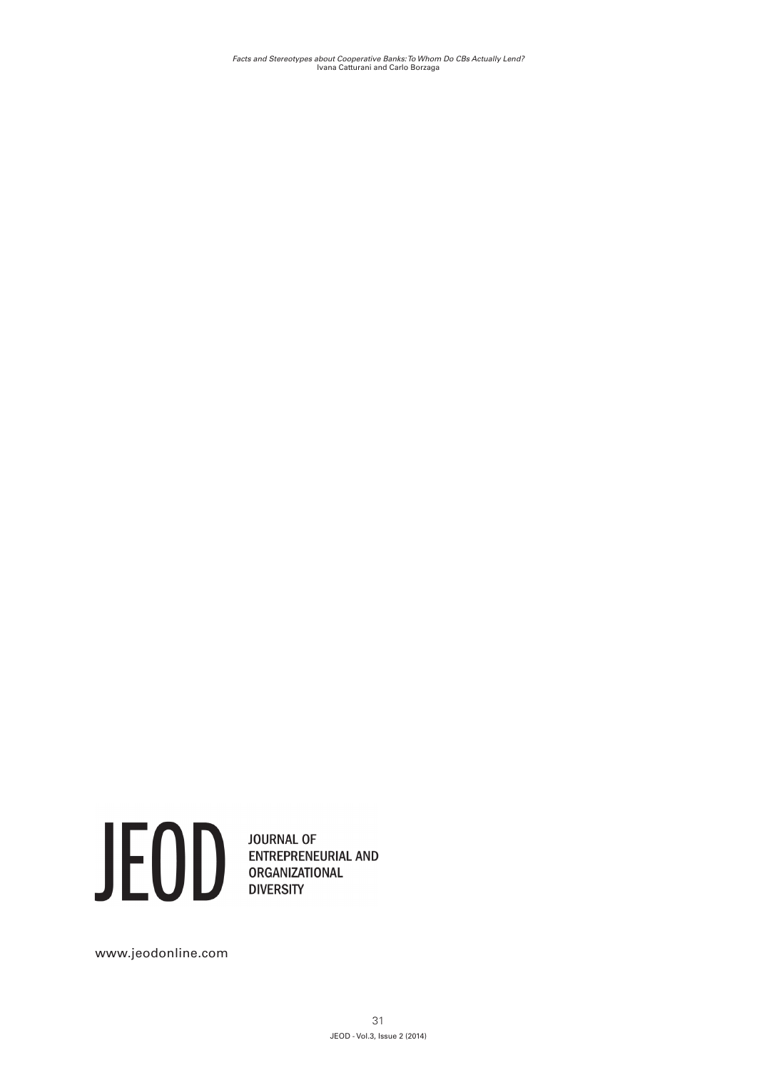JOURNAL OF ENTREPRENEURIAL AND ORGANIZATIONAL DIVERSITY

www.jeodonline.com